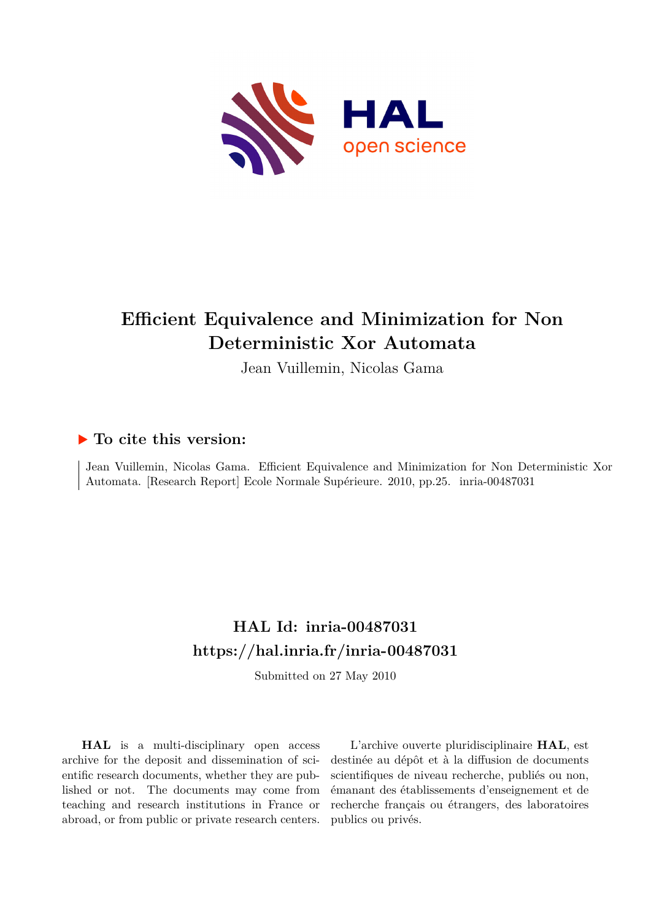# Efficient Equivalence and Minimization for Non Deterministic Xor Automata

Jean Vuillemin, Nicolas Gama

## ▶ To cite this version:

Jean Vuillemin, Nicolas Gama. Efficient Equivalence and Minimization for Non Deterministic Xor Automata. [Research Report] Ecole Normale Supérieure. 2010, pp.25. inria-00487031

## HAL Id: inria-00487031
## https://hal.inria.fr/inria-00487031

Submitted on 27 May 2010

**HAL** is a multi-disciplinary open access archive for the deposit and dissemination of scientific research documents, whether they are published or not. The documents may come from teaching and research institutions in France or abroad, or from public or private research centers.

L'archive ouverte pluridisciplinaire **HAL**, est destinée au dépôt et à la diffusion de documents scientifiques de niveau recherche, publiés ou non, émanant des établissements d'enseignement et de recherche français ou étrangers, des laboratoires publics ou privés.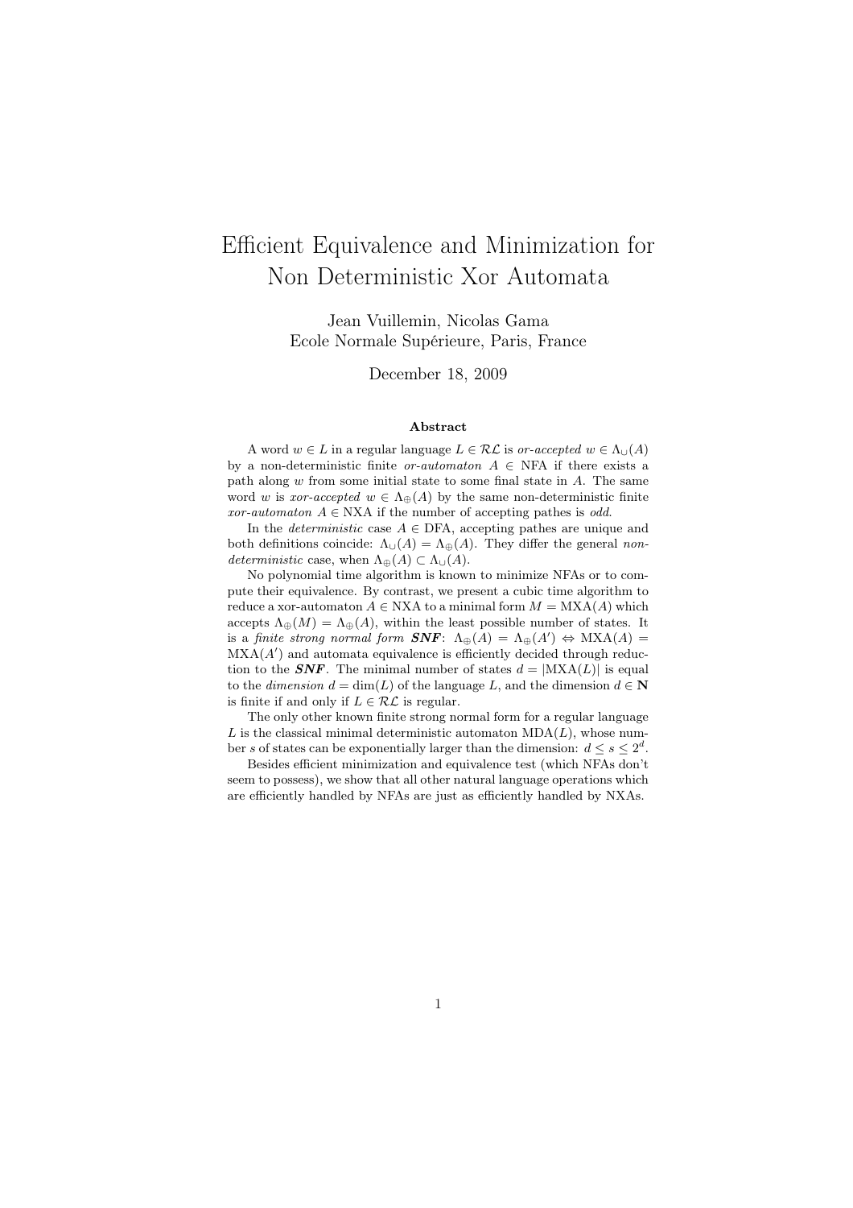# Efficient Equivalence and Minimization for Non Deterministic Xor Automata

Jean Vuillemin, Nicolas Gama
Ecole Normale Supérieure, Paris, France

December 18, 2009

### Abstract

A word $w \in L$ in a regular language $L \in \mathcal{RL}$ is *or-accepted* $w \in \Lambda_\cup(A)$ by a non-deterministic finite *or-automaton* $A \in$ NFA if there exists a path along $w$ from some initial state to some final state in $A$. The same word $w$ is *xor-accepted* $w \in \Lambda_\oplus(A)$ by the same non-deterministic finite *xor-automaton* $A \in$ NXA if the number of accepting pathes is *odd*.

In the *deterministic* case $A \in$ DFA, accepting pathes are unique and both definitions coincide: $\Lambda_\cup(A) = \Lambda_\oplus(A)$. They differ the general *non-deterministic* case, when $\Lambda_\oplus(A) \subset \Lambda_\cup(A)$.

No polynomial time algorithm is known to minimize NFAs or to compute their equivalence. By contrast, we present a cubic time algorithm to reduce a xor-automaton $A \in$ NXA to a minimal form $M = \mathrm{MXA}(A)$ which accepts $\Lambda_\oplus(M) = \Lambda_\oplus(A)$, within the least possible number of states. It is a *finite strong normal form* ***SNF***: $\Lambda_\oplus(A) = \Lambda_\oplus(A') \Leftrightarrow \mathrm{MXA}(A) = \mathrm{MXA}(A')$ and automata equivalence is efficiently decided through reduction to the ***SNF***. The minimal number of states $d = |\mathrm{MXA}(L)|$ is equal to the *dimension* $d = \dim(L)$ of the language $L$, and the dimension $d \in \mathbf{N}$ is finite if and only if $L \in \mathcal{RL}$ is regular.

The only other known finite strong normal form for a regular language $L$ is the classical minimal deterministic automaton $\mathrm{MDA}(L)$, whose number $s$ of states can be exponentially larger than the dimension: $d \leq s \leq 2^d$.

Besides efficient minimization and equivalence test (which NFAs don't seem to possess), we show that all other natural language operations which are efficiently handled by NFAs are just as efficiently handled by NXAs.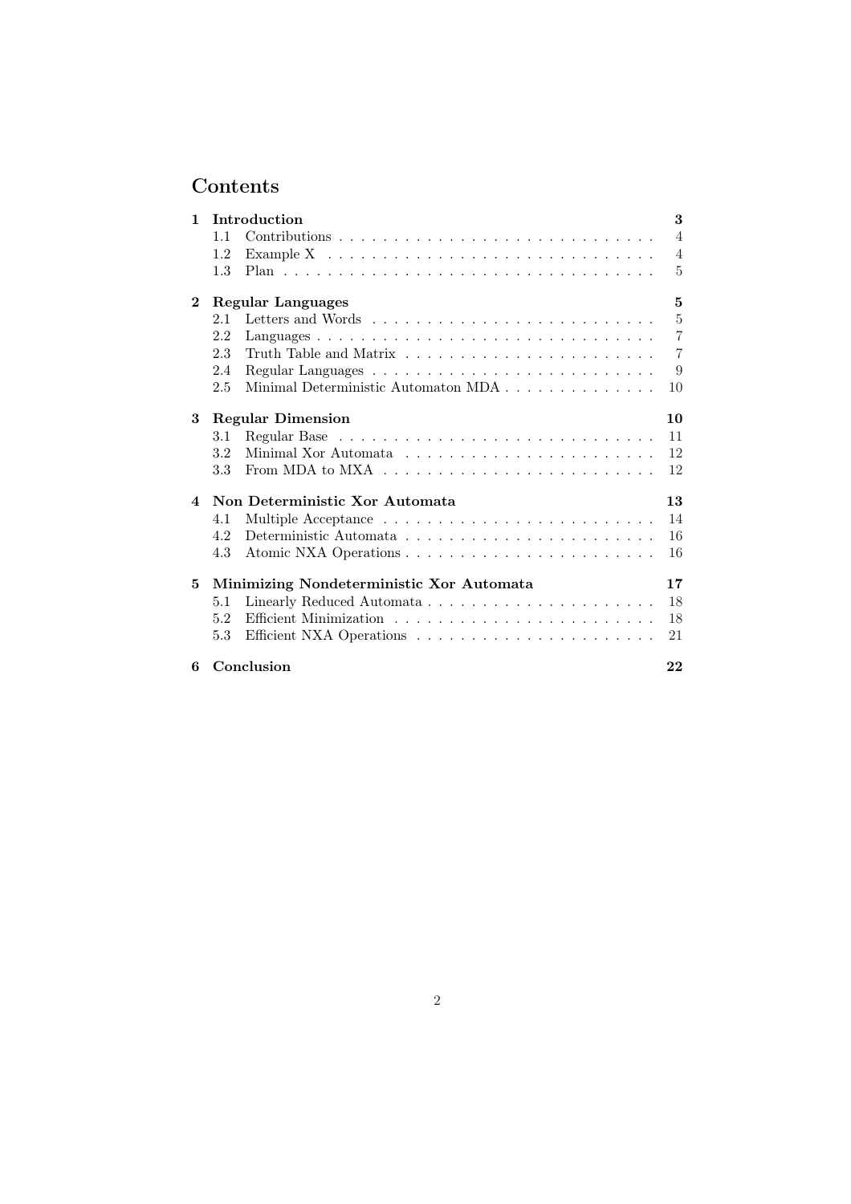# Contents

- **1 Introduction** — **3**
  - 1.1 Contributions — 4
  - 1.2 Example X — 4
  - 1.3 Plan — 5
- **2 Regular Languages** — **5**
  - 2.1 Letters and Words — 5
  - 2.2 Languages — 7
  - 2.3 Truth Table and Matrix — 7
  - 2.4 Regular Languages — 9
  - 2.5 Minimal Deterministic Automaton MDA — 10
- **3 Regular Dimension** — **10**
  - 3.1 Regular Base — 11
  - 3.2 Minimal Xor Automata — 12
  - 3.3 From MDA to MXA — 12
- **4 Non Deterministic Xor Automata** — **13**
  - 4.1 Multiple Acceptance — 14
  - 4.2 Deterministic Automata — 16
  - 4.3 Atomic NXA Operations — 16
- **5 Minimizing Nondeterministic Xor Automata** — **17**
  - 5.1 Linearly Reduced Automata — 18
  - 5.2 Efficient Minimization — 18
  - 5.3 Efficient NXA Operations — 21
- **6 Conclusion** — **22**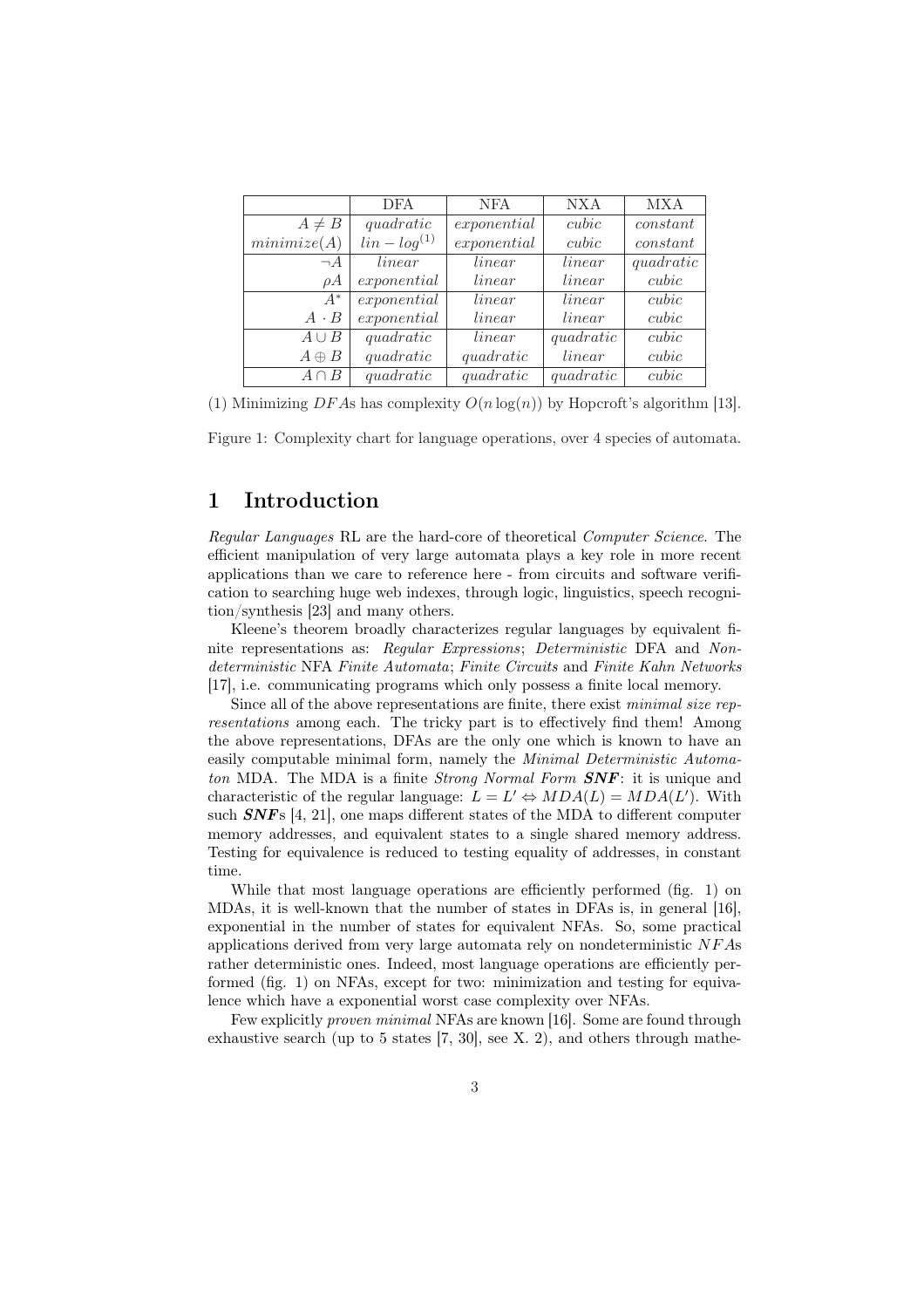| | DFA | NFA | NXA | MXA |
|---|---|---|---|---|
| $A \neq B$ | *quadratic* | *exponential* | *cubic* | *constant* |
| $minimize(A)$ | $lin - log^{(1)}$ | *exponential* | *cubic* | *constant* |
| $\neg A$ | *linear* | *linear* | *linear* | *quadratic* |
| $\rho A$ | *exponential* | *linear* | *linear* | *cubic* |
| $A^*$ | *exponential* | *linear* | *linear* | *cubic* |
| $A \cdot B$ | *exponential* | *linear* | *linear* | *cubic* |
| $A \cup B$ | *quadratic* | *linear* | *quadratic* | *cubic* |
| $A \oplus B$ | *quadratic* | *quadratic* | *linear* | *cubic* |
| $A \cap B$ | *quadratic* | *quadratic* | *quadratic* | *cubic* |

(1) Minimizing $DFA$s has complexity $O(n\log(n))$ by Hopcroft's algorithm [13].

Figure 1: Complexity chart for language operations, over 4 species of automata.

# 1 Introduction

*Regular Languages* RL are the hard-core of theoretical *Computer Science*. The efficient manipulation of very large automata plays a key role in more recent applications than we care to reference here - from circuits and software verification to searching huge web indexes, through logic, linguistics, speech recognition/synthesis [23] and many others.

Kleene's theorem broadly characterizes regular languages by equivalent finite representations as: *Regular Expressions*; *Deterministic* DFA and *Nondeterministic* NFA *Finite Automata*; *Finite Circuits* and *Finite Kahn Networks* [17], i.e. communicating programs which only possess a finite local memory.

Since all of the above representations are finite, there exist *minimal size representations* among each. The tricky part is to effectively find them! Among the above representations, DFAs are the only one which is known to have an easily computable minimal form, namely the *Minimal Deterministic Automaton* MDA. The MDA is a finite *Strong Normal Form* ***SNF***: it is unique and characteristic of the regular language: $L = L' \Leftrightarrow MDA(L) = MDA(L')$. With such ***SNF***s [4, 21], one maps different states of the MDA to different computer memory addresses, and equivalent states to a single shared memory address. Testing for equivalence is reduced to testing equality of addresses, in constant time.

While that most language operations are efficiently performed (fig. 1) on MDAs, it is well-known that the number of states in DFAs is, in general [16], exponential in the number of states for equivalent NFAs. So, some practical applications derived from very large automata rely on nondeterministic $NFA$s rather deterministic ones. Indeed, most language operations are efficiently performed (fig. 1) on NFAs, except for two: minimization and testing for equivalence which have a exponential worst case complexity over NFAs.

Few explicitly *proven minimal* NFAs are known [16]. Some are found through exhaustive search (up to 5 states [7, 30], see X. 2), and others through mathe-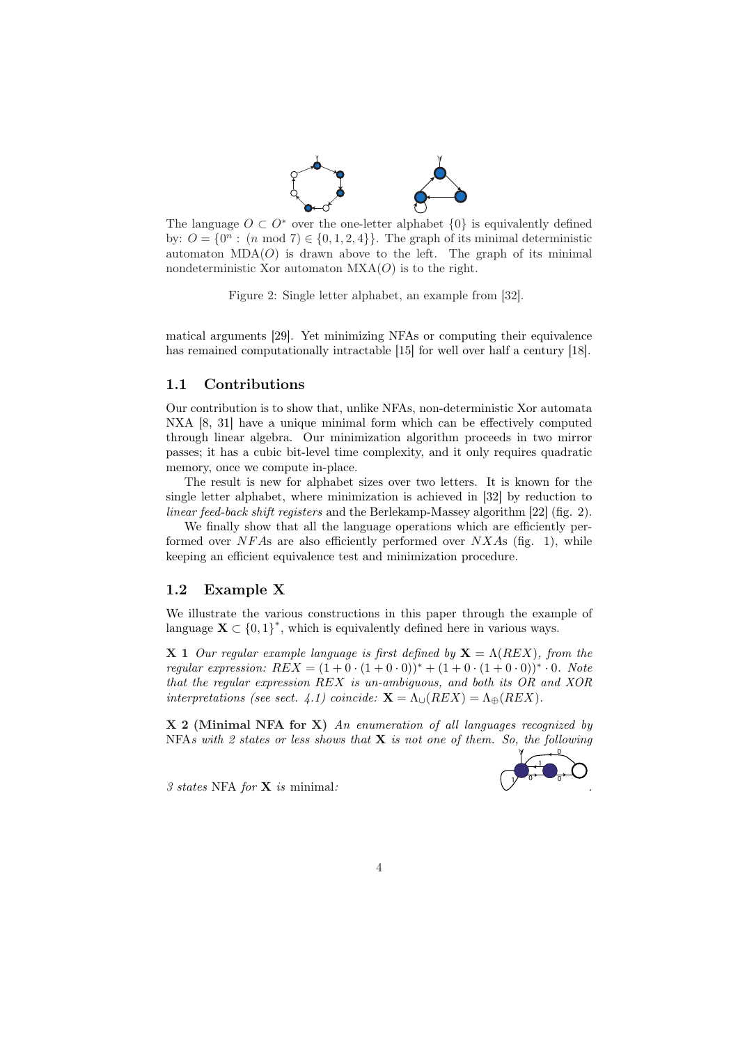The language $O \subset O^*$ over the one-letter alphabet $\{0\}$ is equivalently defined by: $O = \{0^n : (n \bmod 7) \in \{0, 1, 2, 4\}\}$. The graph of its minimal deterministic automaton $\mathrm{MDA}(O)$ is drawn above to the left. The graph of its minimal nondeterministic Xor automaton $\mathrm{MXA}(O)$ is to the right.

Figure 2: Single letter alphabet, an example from [32].

matical arguments [29]. Yet minimizing NFAs or computing their equivalence has remained computationally intractable [15] for well over half a century [18].

## 1.1 Contributions

Our contribution is to show that, unlike NFAs, non-deterministic Xor automata NXA [8, 31] have a unique minimal form which can be effectively computed through linear algebra. Our minimization algorithm proceeds in two mirror passes; it has a cubic bit-level time complexity, and it only requires quadratic memory, once we compute in-place.

The result is new for alphabet sizes over two letters. It is known for the single letter alphabet, where minimization is achieved in [32] by reduction to *linear feed-back shift registers* and the Berlekamp-Massey algorithm [22] (fig. 2).

We finally show that all the language operations which are efficiently performed over *NFAs* are also efficiently performed over *NXAs* (fig. 1), while keeping an efficient equivalence test and minimization procedure.

## 1.2 Example X

We illustrate the various constructions in this paper through the example of language $\mathbf{X} \subset \{0, 1\}^*$, which is equivalently defined here in various ways.

**X 1** *Our regular example language is first defined by* $\mathbf{X} = \Lambda(REX)$*, from the regular expression:* $REX = (1 + 0 \cdot (1 + 0 \cdot 0))^* + (1 + 0 \cdot (1 + 0 \cdot 0))^* \cdot 0$*. Note that the regular expression* $REX$ *is un-ambiguous, and both its OR and XOR interpretations (see sect. 4.1) coincide:* $\mathbf{X} = \Lambda_\cup(REX) = \Lambda_\oplus(REX)$*.*

**X 2 (Minimal NFA for X)** *An enumeration of all languages recognized by* NFA*s with 2 states or less shows that* $\mathbf{X}$ *is not one of them. So, the following 3 states* NFA *for* $\mathbf{X}$ *is* minimal*:* .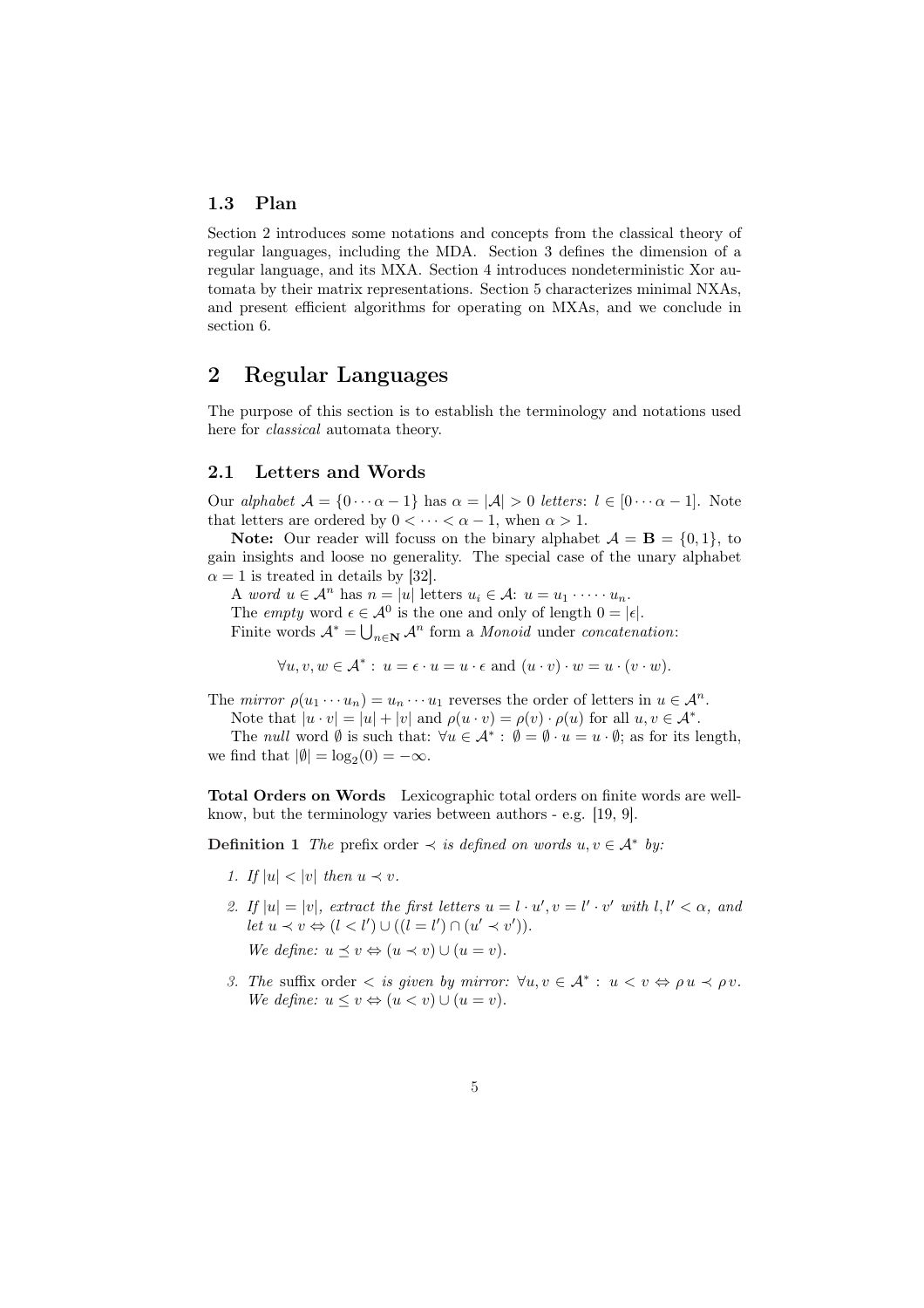### 1.3 Plan

Section 2 introduces some notations and concepts from the classical theory of regular languages, including the MDA. Section 3 defines the dimension of a regular language, and its MXA. Section 4 introduces nondeterministic Xor automata by their matrix representations. Section 5 characterizes minimal NXAs, and present efficient algorithms for operating on MXAs, and we conclude in section 6.

## 2 Regular Languages

The purpose of this section is to establish the terminology and notations used here for *classical* automata theory.

### 2.1 Letters and Words

Our *alphabet* $\mathcal{A} = \{0 \cdots \alpha - 1\}$ has $\alpha = |\mathcal{A}| > 0$ *letters*: $l \in [0 \cdots \alpha - 1]$. Note that letters are ordered by $0 < \cdots < \alpha - 1$, when $\alpha > 1$.

**Note:** Our reader will focuss on the binary alphabet $\mathcal{A} = \mathbf{B} = \{0, 1\}$, to gain insights and loose no generality. The special case of the unary alphabet $\alpha = 1$ is treated in details by [32].

A *word* $u \in \mathcal{A}^n$ has $n = |u|$ letters $u_i \in \mathcal{A}$: $u = u_1 \cdot \cdots \cdot u_n$.

The *empty* word $\epsilon \in \mathcal{A}^0$ is the one and only of length $0 = |\epsilon|$.

Finite words $\mathcal{A}^* = \bigcup_{n \in \mathbf{N}} \mathcal{A}^n$ form a *Monoid* under *concatenation*:

$$\forall u, v, w \in \mathcal{A}^* : \ u = \epsilon \cdot u = u \cdot \epsilon \text{ and } (u \cdot v) \cdot w = u \cdot (v \cdot w).$$

The *mirror* $\rho(u_1 \cdots u_n) = u_n \cdots u_1$ reverses the order of letters in $u \in \mathcal{A}^n$.

Note that $|u \cdot v| = |u| + |v|$ and $\rho(u \cdot v) = \rho(v) \cdot \rho(u)$ for all $u, v \in \mathcal{A}^*$.

The *null* word $\emptyset$ is such that: $\forall u \in \mathcal{A}^* : \ \emptyset = \emptyset \cdot u = u \cdot \emptyset$; as for its length, we find that $|\emptyset| = \log_2(0) = -\infty$.

**Total Orders on Words** Lexicographic total orders on finite words are well-know, but the terminology varies between authors - e.g. [19, 9].

**Definition 1** *The* prefix order $\prec$ *is defined on words* $u, v \in \mathcal{A}^*$ *by:*

1. *If* $|u| < |v|$ *then* $u \prec v$.
2. *If* $|u| = |v|$*, extract the first letters* $u = l \cdot u', v = l' \cdot v'$ *with* $l, l' < \alpha$*, and let* $u \prec v \Leftrightarrow (l < l') \cup ((l = l') \cap (u' \prec v'))$.

   *We define:* $u \preceq v \Leftrightarrow (u \prec v) \cup (u = v)$.
3. *The* suffix order $<$ *is given by mirror:* $\forall u, v \in \mathcal{A}^* : \ u < v \Leftrightarrow \rho\, u \prec \rho\, v$. *We define:* $u \leq v \Leftrightarrow (u < v) \cup (u = v)$.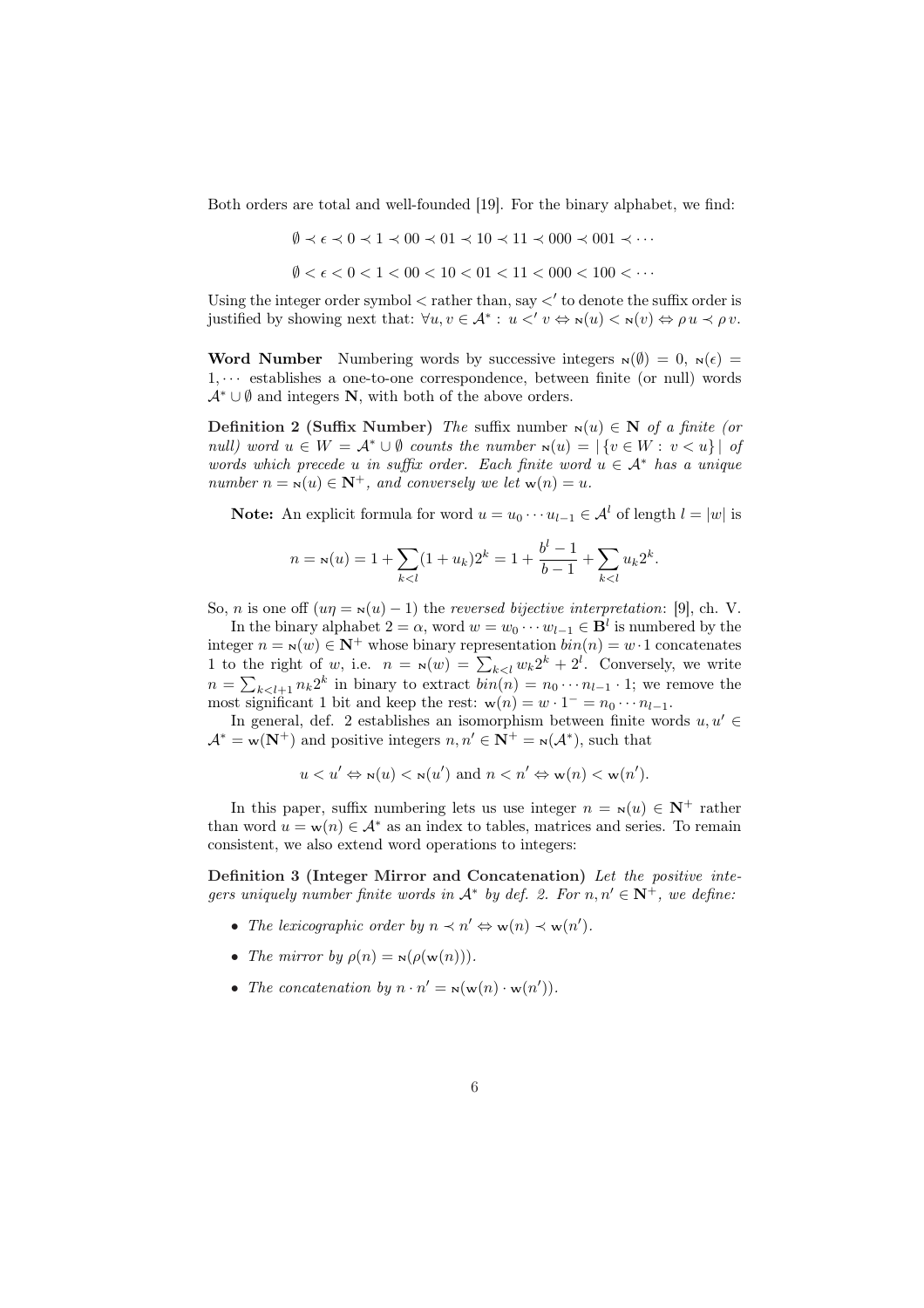Both orders are total and well-founded [19]. For the binary alphabet, we find:

$$\emptyset \prec \epsilon \prec 0 \prec 1 \prec 00 \prec 01 \prec 10 \prec 11 \prec 000 \prec 001 \prec \cdots$$

$$\emptyset < \epsilon < 0 < 1 < 00 < 10 < 01 < 11 < 000 < 100 < \cdots$$

Using the integer order symbol $<$ rather than, say $<'$ to denote the suffix order is justified by showing next that: $\forall u, v \in \mathcal{A}^* : \; u <' v \Leftrightarrow \mathrm{N}(u) < \mathrm{N}(v) \Leftrightarrow \rho\, u \prec \rho\, v$.

**Word Number** Numbering words by successive integers $\mathrm{N}(\emptyset) = 0$, $\mathrm{N}(\epsilon) = 1, \cdots$ establishes a one-to-one correspondence, between finite (or null) words $\mathcal{A}^* \cup \emptyset$ and integers $\mathbf{N}$, with both of the above orders.

**Definition 2 (Suffix Number)** *The* suffix number $\mathrm{N}(u) \in \mathbf{N}$ *of a finite (or null) word* $u \in W = \mathcal{A}^* \cup \emptyset$ *counts the number* $\mathrm{N}(u) = |\{v \in W : \; v < u\}|$ *of words which precede* $u$ *in suffix order. Each finite word* $u \in \mathcal{A}^*$ *has a unique number* $n = \mathrm{N}(u) \in \mathbf{N}^+$*, and conversely we let* $\mathrm{w}(n) = u$*.*

**Note:** An explicit formula for word $u = u_0 \cdots u_{l-1} \in \mathcal{A}^l$ of length $l = |w|$ is

$$n = \mathrm{N}(u) = 1 + \sum_{k<l} (1 + u_k) 2^k = 1 + \frac{b^l - 1}{b - 1} + \sum_{k<l} u_k 2^k.$$

So, $n$ is one off ($u\eta = \mathrm{N}(u) - 1$) the *reversed bijective interpretation*: [9], ch. V.

In the binary alphabet $2 = \alpha$, word $w = w_0 \cdots w_{l-1} \in \mathbf{B}^l$ is numbered by the integer $n = \mathrm{N}(w) \in \mathbf{N}^+$ whose binary representation $bin(n) = w \cdot 1$ concatenates 1 to the right of $w$, i.e. $n = \mathrm{N}(w) = \sum_{k<l} w_k 2^k + 2^l$. Conversely, we write $n = \sum_{k<l+1} n_k 2^k$ in binary to extract $bin(n) = n_0 \cdots n_{l-1} \cdot 1$; we remove the most significant 1 bit and keep the rest: $\mathrm{w}(n) = w \cdot 1^- = n_0 \cdots n_{l-1}$.

In general, def. 2 establishes an isomorphism between finite words $u, u' \in \mathcal{A}^* = \mathrm{w}(\mathbf{N}^+)$ and positive integers $n, n' \in \mathbf{N}^+ = \mathrm{N}(\mathcal{A}^*)$, such that

$$u < u' \Leftrightarrow \mathrm{N}(u) < \mathrm{N}(u') \text{ and } n < n' \Leftrightarrow \mathrm{w}(n) < \mathrm{w}(n').$$

In this paper, suffix numbering lets us use integer $n = \mathrm{N}(u) \in \mathbf{N}^+$ rather than word $u = \mathrm{w}(n) \in \mathcal{A}^*$ as an index to tables, matrices and series. To remain consistent, we also extend word operations to integers:

**Definition 3 (Integer Mirror and Concatenation)** *Let the positive integers uniquely number finite words in* $\mathcal{A}^*$ *by def. 2. For* $n, n' \in \mathbf{N}^+$*, we define:*

- *The lexicographic order by* $n \prec n' \Leftrightarrow \mathrm{w}(n) \prec \mathrm{w}(n')$*.*
- *The mirror by* $\rho(n) = \mathrm{N}(\rho(\mathrm{w}(n)))$*.*
- *The concatenation by* $n \cdot n' = \mathrm{N}(\mathrm{w}(n) \cdot \mathrm{w}(n'))$*.*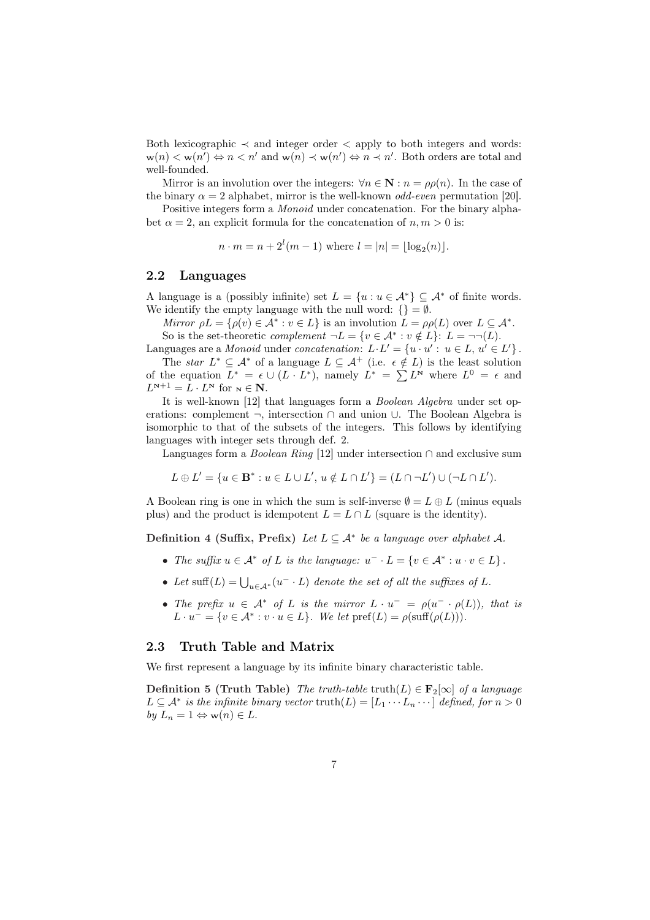Both lexicographic $\prec$ and integer order $<$ apply to both integers and words: $\mathrm{w}(n) < \mathrm{w}(n') \Leftrightarrow n < n'$ and $\mathrm{w}(n) \prec \mathrm{w}(n') \Leftrightarrow n \prec n'$. Both orders are total and well-founded.

Mirror is an involution over the integers: $\forall n \in \mathbf{N} : n = \rho\rho(n)$. In the case of the binary $\alpha = 2$ alphabet, mirror is the well-known *odd-even* permutation [20].

Positive integers form a *Monoid* under concatenation. For the binary alphabet $\alpha = 2$, an explicit formula for the concatenation of $n, m > 0$ is:

$$n \cdot m = n + 2^l(m-1) \text{ where } l = |n| = \lfloor \log_2(n) \rfloor.$$

## 2.2 Languages

A language is a (possibly infinite) set $L = \{u : u \in \mathcal{A}^*\} \subseteq \mathcal{A}^*$ of finite words. We identify the empty language with the null word: $\{\} = \emptyset$.

*Mirror* $\rho L = \{\rho(v) \in \mathcal{A}^* : v \in L\}$ is an involution $L = \rho\rho(L)$ over $L \subseteq \mathcal{A}^*$.

So is the set-theoretic *complement* $\neg L = \{v \in \mathcal{A}^* : v \notin L\}$: $L = \neg\neg(L)$.

Languages are a *Monoid* under *concatenation*: $L \cdot L' = \{u \cdot u' : u \in L, u' \in L'\}$.

The *star* $L^* \subseteq \mathcal{A}^*$ of a language $L \subseteq \mathcal{A}^+$ (i.e. $\epsilon \notin L$) is the least solution of the equation $L^* = \epsilon \cup (L \cdot L^*)$, namely $L^* = \sum L^{\mathrm{N}}$ where $L^0 = \epsilon$ and $L^{\mathrm{N}+1} = L \cdot L^{\mathrm{N}}$ for $\mathrm{N} \in \mathbf{N}$.

It is well-known [12] that languages form a *Boolean Algebra* under set operations: complement $\neg$, intersection $\cap$ and union $\cup$. The Boolean Algebra is isomorphic to that of the subsets of the integers. This follows by identifying languages with integer sets through def. 2.

Languages form a *Boolean Ring* [12] under intersection $\cap$ and exclusive sum

$$L \oplus L' = \{u \in \mathbf{B}^* : u \in L \cup L',\, u \notin L \cap L'\} = (L \cap \neg L') \cup (\neg L \cap L').$$

A Boolean ring is one in which the sum is self-inverse $\emptyset = L \oplus L$ (minus equals plus) and the product is idempotent $L = L \cap L$ (square is the identity).

**Definition 4 (Suffix, Prefix)** *Let $L \subseteq \mathcal{A}^*$ be a language over alphabet $\mathcal{A}$.*

- *The suffix $u \in \mathcal{A}^*$ of $L$ is the language: $u^- \cdot L = \{v \in \mathcal{A}^* : u \cdot v \in L\}$.*
- *Let $\mathrm{suff}(L) = \bigcup_{u \in \mathcal{A}^*}(u^- \cdot L)$ denote the set of all the suffixes of $L$.*
- *The prefix $u \in \mathcal{A}^*$ of $L$ is the mirror $L \cdot u^- = \rho(u^- \cdot \rho(L))$, that is $L \cdot u^- = \{v \in \mathcal{A}^* : v \cdot u \in L\}$. We let $\mathrm{pref}(L) = \rho(\mathrm{suff}(\rho(L)))$.*

## 2.3 Truth Table and Matrix

We first represent a language by its infinite binary characteristic table.

**Definition 5 (Truth Table)** *The truth-table $\mathrm{truth}(L) \in \mathbf{F}_2[\infty]$ of a language $L \subseteq \mathcal{A}^*$ is the infinite binary vector $\mathrm{truth}(L) = [L_1 \cdots L_n \cdots]$ defined, for $n > 0$ by $L_n = 1 \Leftrightarrow \mathrm{w}(n) \in L$.*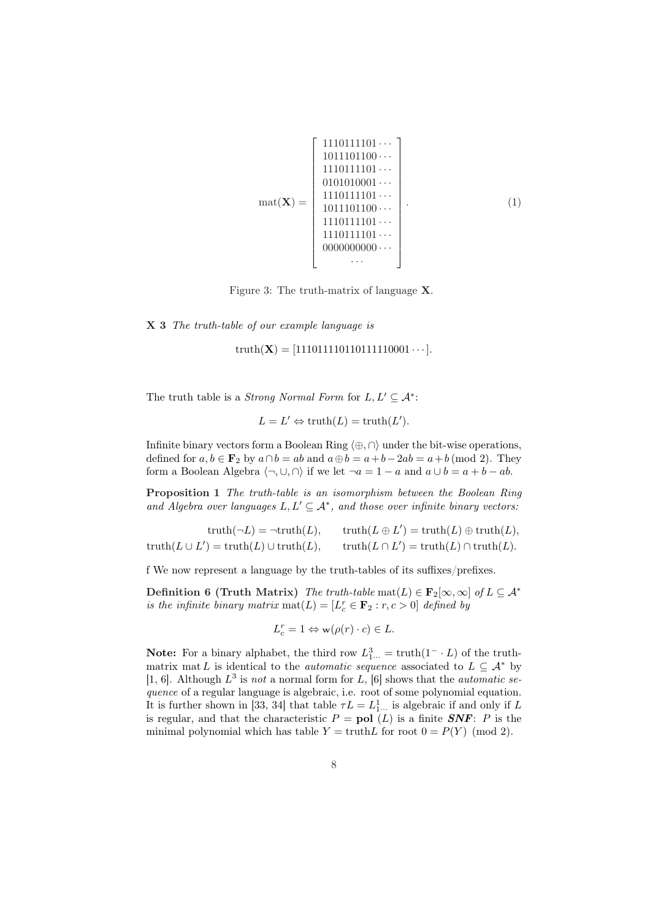$$
\text{mat}(\mathbf{X}) = \begin{bmatrix} 1110111101\cdots \\ 1011101100\cdots \\ 1110111101\cdots \\ 0101010001\cdots \\ 1110111101\cdots \\ 1011101100\cdots \\ 1110111101\cdots \\ 1110111101\cdots \\ 0000000000\cdots \\ \cdots \end{bmatrix}. \tag{1}
$$

Figure 3: The truth-matrix of language $\mathbf{X}$.

**X 3** *The truth-table of our example language is*

$$
\text{truth}(\mathbf{X}) = [111011110110111110001\cdots].
$$

The truth table is a *Strong Normal Form* for $L, L' \subseteq \mathcal{A}^*$:

$$
L = L' \Leftrightarrow \text{truth}(L) = \text{truth}(L').
$$

Infinite binary vectors form a Boolean Ring $\langle \oplus, \cap \rangle$ under the bit-wise operations, defined for $a, b \in \mathbf{F}_2$ by $a \cap b = ab$ and $a \oplus b = a + b - 2ab = a + b \,(\text{mod } 2)$. They form a Boolean Algebra $\langle \neg, \cup, \cap \rangle$ if we let $\neg a = 1 - a$ and $a \cup b = a + b - ab$.

**Proposition 1** *The truth-table is an isomorphism between the Boolean Ring and Algebra over languages $L, L' \subseteq \mathcal{A}^*$, and those over infinite binary vectors:*

$$
\begin{aligned}
\text{truth}(\neg L) &= \neg\text{truth}(L), &\qquad \text{truth}(L \oplus L') &= \text{truth}(L) \oplus \text{truth}(L'), \\
\text{truth}(L \cup L') &= \text{truth}(L) \cup \text{truth}(L), &\qquad \text{truth}(L \cap L') &= \text{truth}(L) \cap \text{truth}(L).
\end{aligned}
$$

f We now represent a language by the truth-tables of its suffixes/prefixes.

**Definition 6 (Truth Matrix)** *The truth-table* $\text{mat}(L) \in \mathbf{F}_2[\infty, \infty]$ *of* $L \subseteq \mathcal{A}^*$ *is the infinite binary matrix* $\text{mat}(L) = [L^r_c \in \mathbf{F}_2 : r, c > 0]$ *defined by*

$$
L^r_c = 1 \Leftrightarrow \mathtt{w}(\rho(r) \cdot c) \in L.
$$

**Note:** For a binary alphabet, the third row $L^3_{1\cdots} = \text{truth}(1^- \cdot L)$ of the truth-matrix $\text{mat}\, L$ is identical to the *automatic sequence* associated to $L \subseteq \mathcal{A}^*$ by [1, 6]. Although $L^3$ is *not* a normal form for $L$, [6] shows that the *automatic sequence* of a regular language is algebraic, i.e. root of some polynomial equation. It is further shown in [33, 34] that table $\tau L = L^1_{1\cdots}$ is algebraic if and only if $L$ is regular, and that the characteristic $P = \mathbf{pol}\ (L)$ is a finite ***SNF***: $P$ is the minimal polynomial which has table $Y = \text{truth}L$ for root $0 = P(Y) \pmod 2$.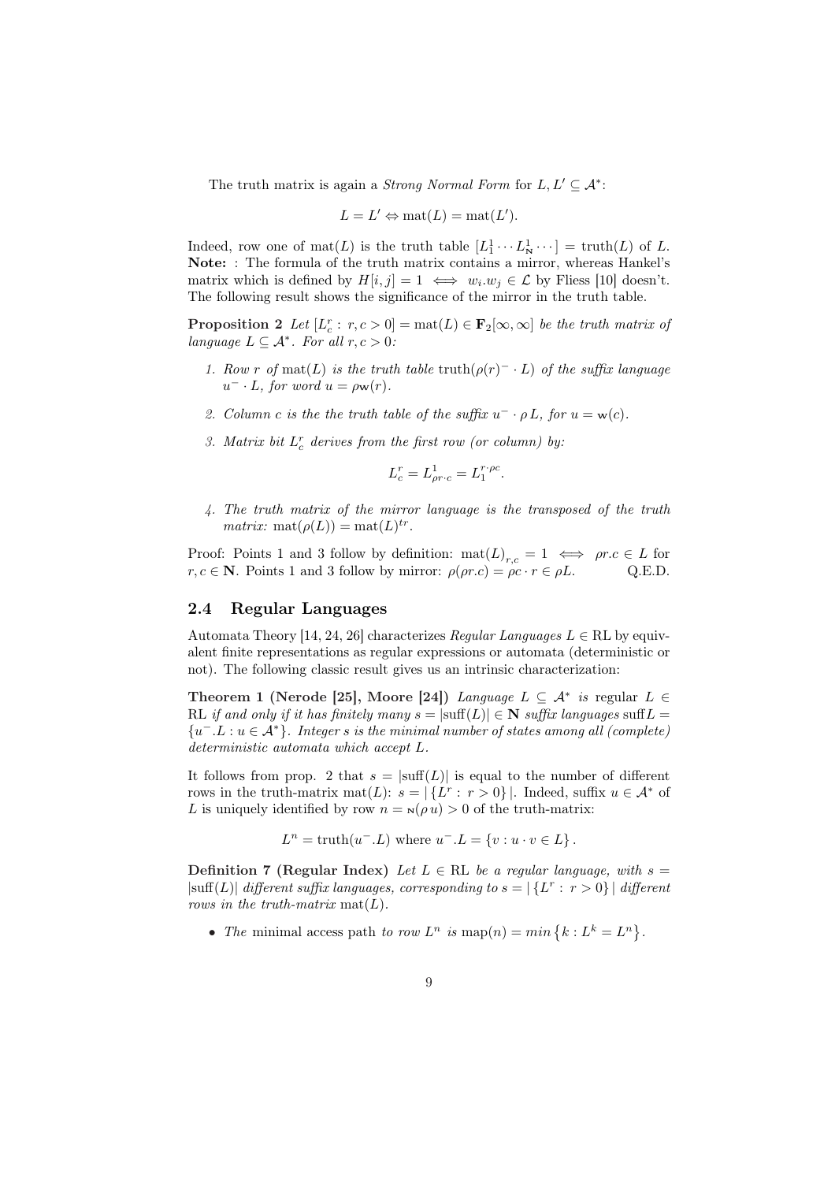The truth matrix is again a *Strong Normal Form* for $L, L' \subseteq \mathcal{A}^*$:

$$L = L' \Leftrightarrow \text{mat}(L) = \text{mat}(L').$$

Indeed, row one of $\text{mat}(L)$ is the truth table $[L^1_1 \cdots L^1_{\mathbf{N}} \cdots] = \text{truth}(L)$ of $L$. **Note:** : The formula of the truth matrix contains a mirror, whereas Hankel's matrix which is defined by $H[i,j] = 1 \iff w_i.w_j \in \mathcal{L}$ by Fliess [10] doesn't. The following result shows the significance of the mirror in the truth table.

**Proposition 2** *Let* $[L^r_c : r, c > 0] = \text{mat}(L) \in \mathbf{F}_2[\infty, \infty]$ *be the truth matrix of language* $L \subseteq \mathcal{A}^*$. *For all* $r, c > 0$*:*

1. *Row* $r$ *of* $\text{mat}(L)$ *is the truth table* $\text{truth}(\rho(r)^- \cdot L)$ *of the suffix language* $u^- \cdot L$, *for word* $u = \rho\mathbf{w}(r)$.
2. *Column* $c$ *is the the truth table of the suffix* $u^- \cdot \rho\, L$, *for* $u = \mathbf{w}(c)$.
3. *Matrix bit* $L^r_c$ *derives from the first row (or column) by:*

$$L^r_c = L^1_{\rho r \cdot c} = L^{r \cdot \rho c}_1.$$

4. *The truth matrix of the mirror language is the transposed of the truth matrix:* $\text{mat}(\rho(L)) = \text{mat}(L)^{tr}$.

Proof: Points 1 and 3 follow by definition: $\text{mat}(L)_{r,c} = 1 \iff \rho r.c \in L$ for $r, c \in \mathbf{N}$. Points 1 and 3 follow by mirror: $\rho(\rho r.c) = \rho c \cdot r \in \rho L$. Q.E.D.

## 2.4 Regular Languages

Automata Theory [14, 24, 26] characterizes *Regular Languages* $L \in \text{RL}$ by equivalent finite representations as regular expressions or automata (deterministic or not). The following classic result gives us an intrinsic characterization:

**Theorem 1 (Nerode [25], Moore [24])** *Language* $L \subseteq \mathcal{A}^*$ *is* regular $L \in \text{RL}$ *if and only if it has finitely many* $s = |\text{suff}(L)| \in \mathbf{N}$ *suffix languages* $\text{suff}\, L = \{u^-.L : u \in \mathcal{A}^*\}$. *Integer* $s$ *is the minimal number of states among all (complete) deterministic automata which accept* $L$.

It follows from prop. 2 that $s = |\text{suff}(L)|$ is equal to the number of different rows in the truth-matrix $\text{mat}(L)$: $s = |\{L^r : r > 0\}|$. Indeed, suffix $u \in \mathcal{A}^*$ of $L$ is uniquely identified by row $n = \mathbf{N}(\rho\, u) > 0$ of the truth-matrix:

$$L^n = \text{truth}(u^-.L) \text{ where } u^-.L = \{v : u \cdot v \in L\}.$$

**Definition 7 (Regular Index)** *Let* $L \in \text{RL}$ *be a regular language, with* $s = |\text{suff}(L)|$ *different suffix languages, corresponding to* $s = |\{L^r : r > 0\}|$ *different rows in the truth-matrix* $\text{mat}(L)$.

- *The* minimal access path *to row* $L^n$ *is* $\text{map}(n) = min\left\{k : L^k = L^n\right\}$.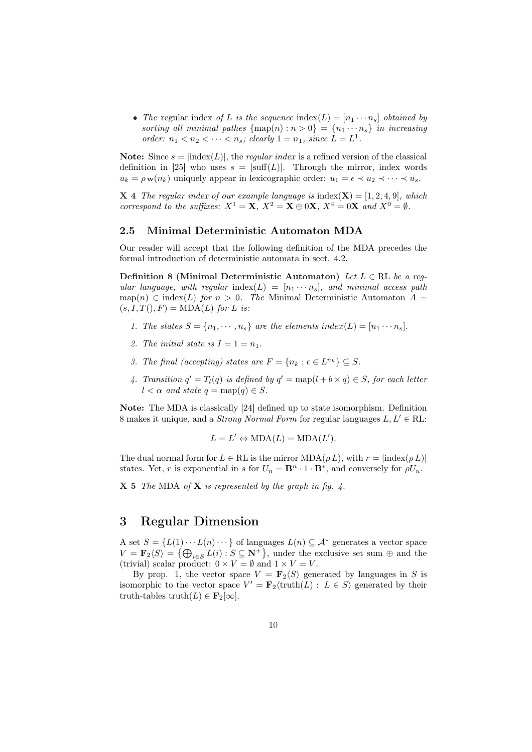- *The* regular index *of* $L$ *is the sequence* $\text{index}(L) = [n_1 \cdots n_s]$ *obtained by sorting all minimal pathes* $\{\text{map}(n) : n > 0\} = \{n_1 \cdots n_s\}$ *in increasing order:* $n_1 < n_2 < \cdots < n_s$*; clearly* $1 = n_1$*, since* $L = L^1$.

**Note:** Since $s = |\text{index}(L)|$, the *regular index* is a refined version of the classical definition in [25] who uses $s = |\text{suff}(L)|$. Through the mirror, index words $u_k = \rho\,\mathbf{w}(n_k)$ uniquely appear in lexicographic order: $u_1 = \epsilon \prec u_2 \prec \cdots \prec u_s$.

**X 4** *The regular index of our example language is* $\text{index}(\mathbf{X}) = [1, 2, 4, 9]$*, which correspond to the suffixes:* $X^1 = \mathbf{X}$*,* $X^2 = \mathbf{X} \oplus 0\mathbf{X}$*,* $X^4 = 0\mathbf{X}$ *and* $X^9 = \emptyset$.

### 2.5 Minimal Deterministic Automaton MDA

Our reader will accept that the following definition of the MDA precedes the formal introduction of deterministic automata in sect. 4.2.

**Definition 8 (Minimal Deterministic Automaton)** *Let* $L \in \text{RL}$ *be a regular language, with regular* $\text{index}(L) = [n_1 \cdots n_s]$*, and minimal access path* $\text{map}(n) \in \text{index}(L)$ *for* $n > 0$. *The* Minimal Deterministic Automaton $A = (s, I, T(), F) = \text{MDA}(L)$ *for* $L$ *is:*

1. *The states* $S = \{n_1, \cdots, n_s\}$ *are the elements* $\textit{index}(L) = [n_1 \cdots n_s]$.
2. *The initial state is* $I = 1 = n_1$.
3. *The final (accepting) states are* $F = \{n_k : \epsilon \in L^{n_k}\} \subseteq S$.
4. *Transition* $q' = T_l(q)$ *is defined by* $q' = \text{map}(l + b \times q) \in S$*, for each letter* $l < \alpha$ *and state* $q = \text{map}(q) \in S$.

**Note:** The MDA is classically [24] defined up to state isomorphism. Definition 8 makes it unique, and a *Strong Normal Form* for regular languages $L, L' \in \text{RL}$:

$$L = L' \Leftrightarrow \text{MDA}(L) = \text{MDA}(L').$$

The dual normal form for $L \in \text{RL}$ is the mirror $\text{MDA}(\rho\,L)$, with $r = |\text{index}(\rho\,L)|$ states. Yet, $r$ is exponential in $s$ for $U_n = \mathbf{B}^n \cdot 1 \cdot \mathbf{B}^*$, and conversely for $\rho U_n$.

**X 5** *The* MDA *of* $\mathbf{X}$ *is represented by the graph in fig. 4.*

## 3 Regular Dimension

A set $S = \{L(1) \cdots L(n) \cdots\}$ of languages $L(n) \subseteq \mathcal{A}^*$ generates a vector space $V = \mathbf{F}_2\langle S\rangle = \left\{\bigoplus_{i \in S} L(i) : S \subseteq \mathbf{N}^+\right\}$, under the exclusive set sum $\oplus$ and the (trivial) scalar product: $0 \times V = \emptyset$ and $1 \times V = V$.

By prop. 1, the vector space $V = \mathbf{F}_2\langle S\rangle$ generated by languages in $S$ is isomorphic to the vector space $V' = \mathbf{F}_2\langle \text{truth}(L) : L \in S\rangle$ generated by their truth-tables $\text{truth}(L) \in \mathbf{F}_2[\infty]$.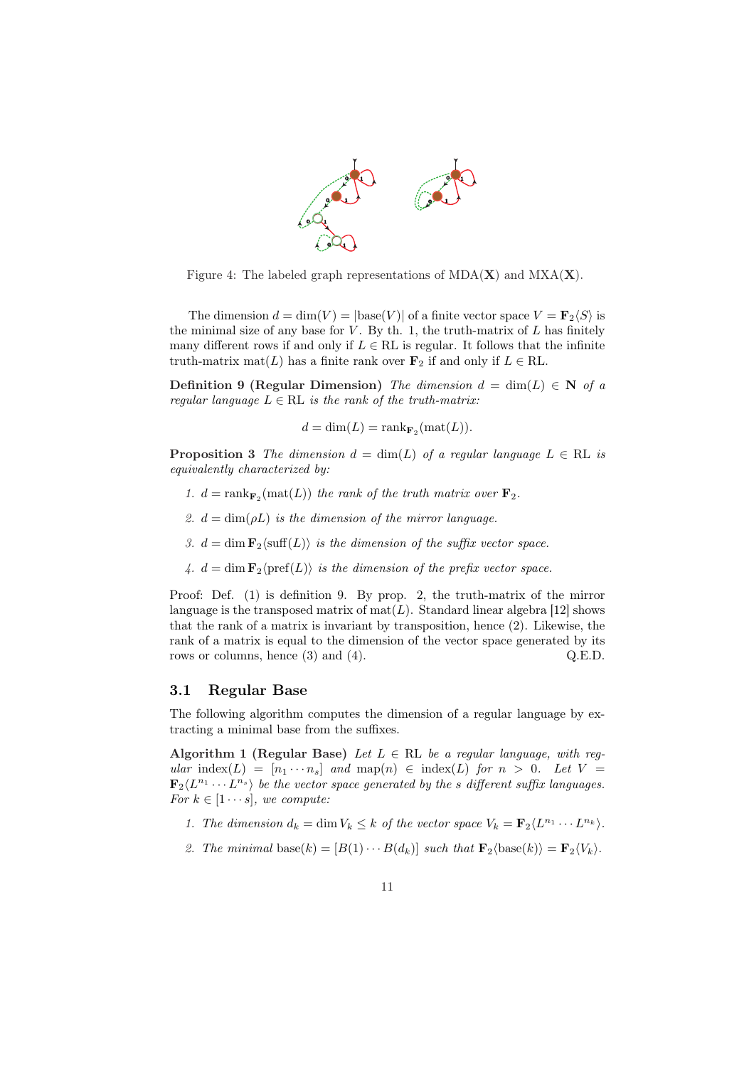Figure 4: The labeled graph representations of $\mathrm{MDA}(\mathbf{X})$ and $\mathrm{MXA}(\mathbf{X})$.

The dimension $d = \dim(V) = |\mathrm{base}(V)|$ of a finite vector space $V = \mathbf{F}_2\langle S\rangle$ is the minimal size of any base for $V$. By th. 1, the truth-matrix of $L$ has finitely many different rows if and only if $L \in \mathrm{RL}$ is regular. It follows that the infinite truth-matrix $\mathrm{mat}(L)$ has a finite rank over $\mathbf{F}_2$ if and only if $L \in \mathrm{RL}$.

**Definition 9 (Regular Dimension)** *The dimension $d = \dim(L) \in \mathbf{N}$ of a regular language $L \in \mathrm{RL}$ is the rank of the truth-matrix:*

$$d = \dim(L) = \mathrm{rank}_{\mathbf{F}_2}(\mathrm{mat}(L)).$$

**Proposition 3** *The dimension $d = \dim(L)$ of a regular language $L \in \mathrm{RL}$ is equivalently characterized by:*

1. *$d = \mathrm{rank}_{\mathbf{F}_2}(\mathrm{mat}(L))$ the rank of the truth matrix over $\mathbf{F}_2$.*
2. *$d = \dim(\rho L)$ is the dimension of the mirror language.*
3. *$d = \dim \mathbf{F}_2\langle\mathrm{suff}(L)\rangle$ is the dimension of the suffix vector space.*
4. *$d = \dim \mathbf{F}_2\langle\mathrm{pref}(L)\rangle$ is the dimension of the prefix vector space.*

Proof: Def. (1) is definition 9. By prop. 2, the truth-matrix of the mirror language is the transposed matrix of $\mathrm{mat}(L)$. Standard linear algebra [12] shows that the rank of a matrix is invariant by transposition, hence (2). Likewise, the rank of a matrix is equal to the dimension of the vector space generated by its rows or columns, hence (3) and (4). Q.E.D.

## 3.1 Regular Base

The following algorithm computes the dimension of a regular language by extracting a minimal base from the suffixes.

**Algorithm 1 (Regular Base)** *Let $L \in \mathrm{RL}$ be a regular language, with regular $\mathrm{index}(L) = [n_1 \cdots n_s]$ and $\mathrm{map}(n) \in \mathrm{index}(L)$ for $n > 0$. Let $V = \mathbf{F}_2\langle L^{n_1} \cdots L^{n_s}\rangle$ be the vector space generated by the $s$ different suffix languages. For $k \in [1 \cdots s]$, we compute:*

1. *The dimension $d_k = \dim V_k \leq k$ of the vector space $V_k = \mathbf{F}_2\langle L^{n_1} \cdots L^{n_k}\rangle$.*
2. *The minimal $\mathrm{base}(k) = [B(1) \cdots B(d_k)]$ such that $\mathbf{F}_2\langle\mathrm{base}(k)\rangle = \mathbf{F}_2\langle V_k\rangle$.*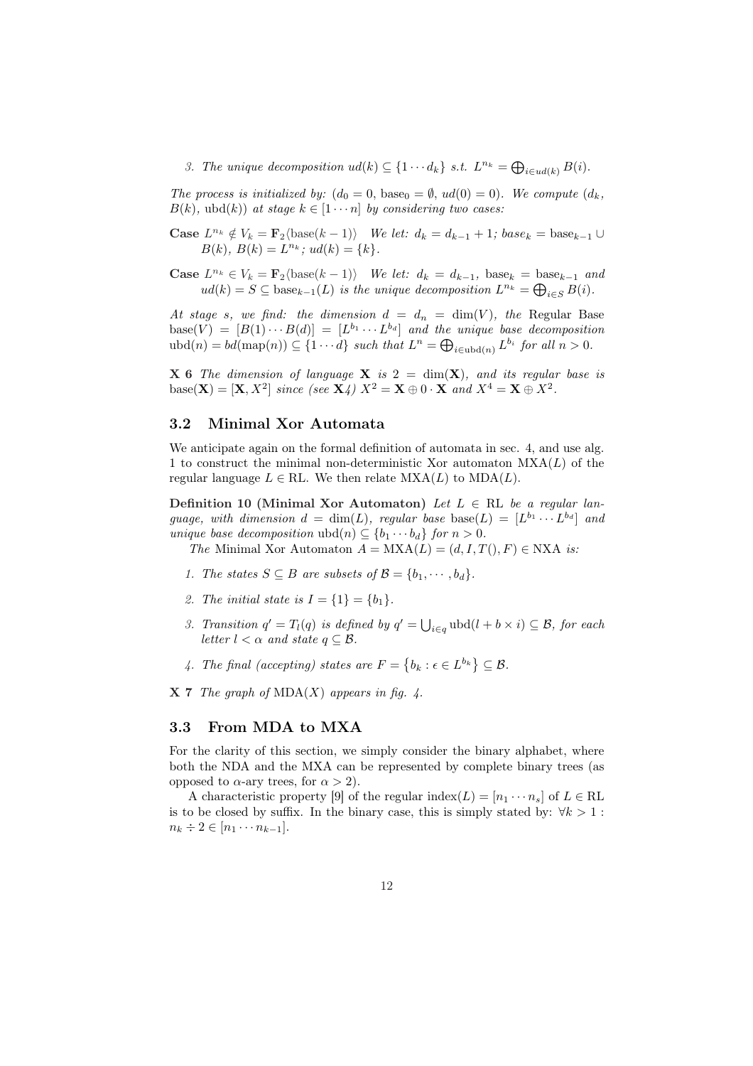3. *The unique decomposition* $ud(k) \subseteq \{1 \cdots d_k\}$ *s.t.* $L^{n_k} = \bigoplus_{i \in ud(k)} B(i)$.

*The process is initialized by:* $(d_0 = 0, \text{base}_0 = \emptyset, ud(0) = 0)$. *We compute* $(d_k, B(k), \text{ubd}(k))$ *at stage* $k \in [1 \cdots n]$ *by considering two cases:*

**Case** $L^{n_k} \notin V_k = \mathbf{F}_2\langle \text{base}(k-1)\rangle$ *We let:* $d_k = d_{k-1} + 1$*;* $base_k = \text{base}_{k-1} \cup B(k)$*,* $B(k) = L^{n_k}$*;* $ud(k) = \{k\}$.

**Case** $L^{n_k} \in V_k = \mathbf{F}_2\langle \text{base}(k-1)\rangle$ *We let:* $d_k = d_{k-1}$*,* $\text{base}_k = \text{base}_{k-1}$ *and* $ud(k) = S \subseteq \text{base}_{k-1}(L)$ *is the unique decomposition* $L^{n_k} = \bigoplus_{i \in S} B(i)$.

*At stage* $s$*, we find: the dimension* $d = d_n = \dim(V)$*, the* Regular Base $\text{base}(V) = [B(1) \cdots B(d)] = [L^{b_1} \cdots L^{b_d}]$ *and the unique base decomposition* $\text{ubd}(n) = bd(\text{map}(n)) \subseteq \{1 \cdots d\}$ *such that* $L^n = \bigoplus_{i \in \text{ubd}(n)} L^{b_i}$ *for all* $n > 0$.

**X 6** *The dimension of language* $\mathbf{X}$ *is* $2 = \dim(\mathbf{X})$*, and its regular base is* $\text{base}(\mathbf{X}) = [\mathbf{X}, X^2]$ *since (see* $\mathbf{X}4$*)* $X^2 = \mathbf{X} \oplus 0 \cdot \mathbf{X}$ *and* $X^4 = \mathbf{X} \oplus X^2$.

## 3.2 Minimal Xor Automata

We anticipate again on the formal definition of automata in sec. 4, and use alg. 1 to construct the minimal non-deterministic Xor automaton $\text{MXA}(L)$ of the regular language $L \in \text{RL}$. We then relate $\text{MXA}(L)$ to $\text{MDA}(L)$.

**Definition 10 (Minimal Xor Automaton)** *Let* $L \in \text{RL}$ *be a regular language, with dimension* $d = \dim(L)$*, regular base* $\text{base}(L) = [L^{b_1} \cdots L^{b_d}]$ *and unique base decomposition* $\text{ubd}(n) \subseteq \{b_1 \cdots b_d\}$ *for* $n > 0$.

*The* Minimal Xor Automaton $A = \text{MXA}(L) = (d, I, T(), F) \in \text{NXA}$ *is:*

1. *The states* $S \subseteq B$ *are subsets of* $\mathcal{B} = \{b_1, \cdots, b_d\}$.
2. *The initial state is* $I = \{1\} = \{b_1\}$.
3. *Transition* $q' = T_l(q)$ *is defined by* $q' = \bigcup_{i \in q} \text{ubd}(l + b \times i) \subseteq \mathcal{B}$*, for each letter* $l < \alpha$ *and state* $q \subseteq \mathcal{B}$.
4. *The final (accepting) states are* $F = \{b_k : \epsilon \in L^{b_k}\} \subseteq \mathcal{B}$.

**X 7** *The graph of* $\text{MDA}(X)$ *appears in fig. 4.*

## 3.3 From MDA to MXA

For the clarity of this section, we simply consider the binary alphabet, where both the NDA and the MXA can be represented by complete binary trees (as opposed to $\alpha$-ary trees, for $\alpha > 2$).

A characteristic property [9] of the regular $\text{index}(L) = [n_1 \cdots n_s]$ of $L \in \text{RL}$ is to be closed by suffix. In the binary case, this is simply stated by: $\forall k > 1 : n_k \div 2 \in [n_1 \cdots n_{k-1}]$.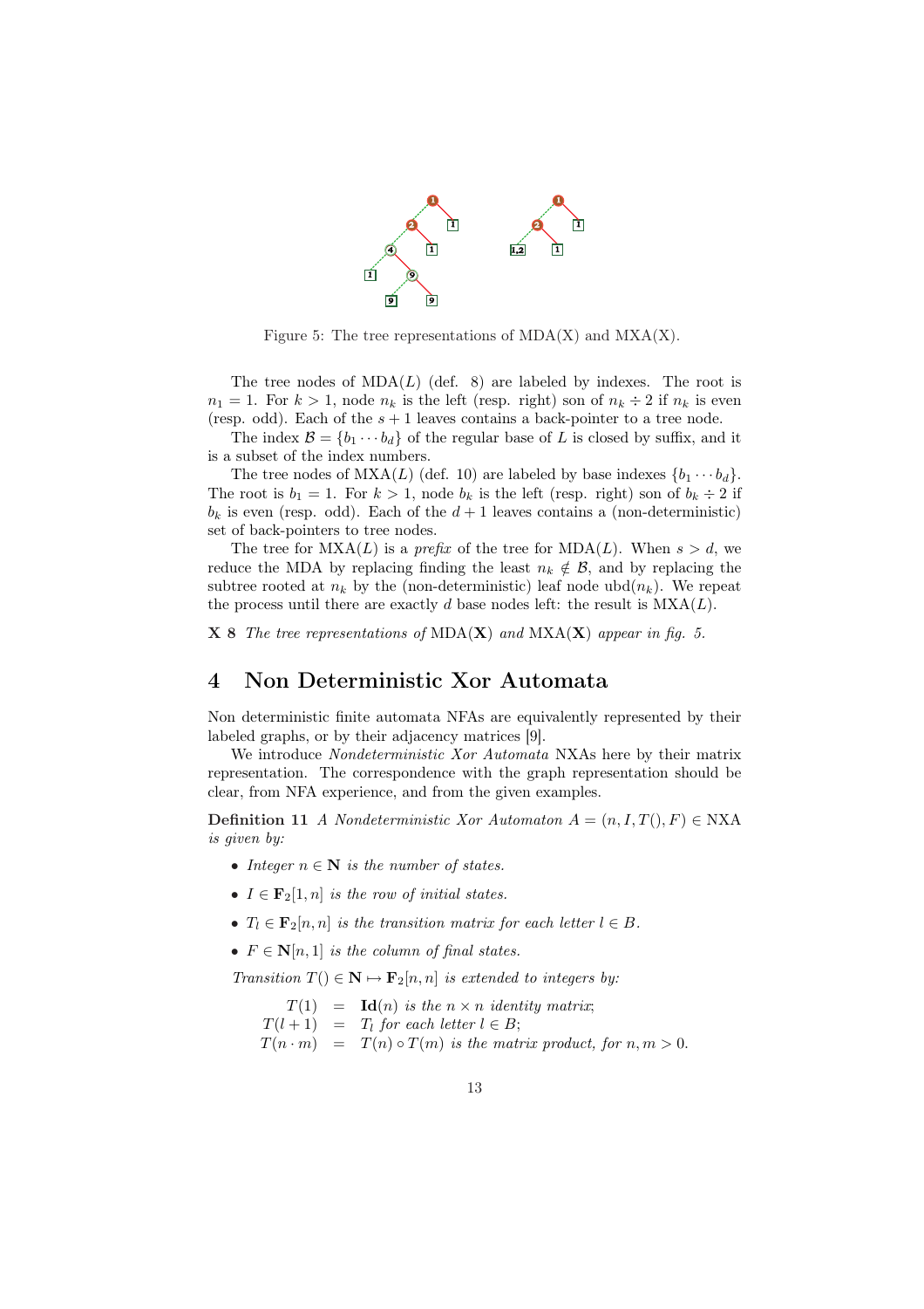Figure 5: The tree representations of MDA(X) and MXA(X).

The tree nodes of MDA($L$) (def. 8) are labeled by indexes. The root is $n_1 = 1$. For $k > 1$, node $n_k$ is the left (resp. right) son of $n_k \div 2$ if $n_k$ is even (resp. odd). Each of the $s+1$ leaves contains a back-pointer to a tree node.

The index $\mathcal{B} = \{b_1 \cdots b_d\}$ of the regular base of $L$ is closed by suffix, and it is a subset of the index numbers.

The tree nodes of MXA($L$) (def. 10) are labeled by base indexes $\{b_1 \cdots b_d\}$. The root is $b_1 = 1$. For $k > 1$, node $b_k$ is the left (resp. right) son of $b_k \div 2$ if $b_k$ is even (resp. odd). Each of the $d+1$ leaves contains a (non-deterministic) set of back-pointers to tree nodes.

The tree for MXA($L$) is a *prefix* of the tree for MDA($L$). When $s > d$, we reduce the MDA by replacing finding the least $n_k \notin \mathcal{B}$, and by replacing the subtree rooted at $n_k$ by the (non-deterministic) leaf node ubd($n_k$). We repeat the process until there are exactly $d$ base nodes left: the result is MXA($L$).

**X 8** *The tree representations of* MDA($\mathbf{X}$) *and* MXA($\mathbf{X}$) *appear in fig. 5.*

# 4 Non Deterministic Xor Automata

Non deterministic finite automata NFAs are equivalently represented by their labeled graphs, or by their adjacency matrices [9].

We introduce *Nondeterministic Xor Automata* NXAs here by their matrix representation. The correspondence with the graph representation should be clear, from NFA experience, and from the given examples.

**Definition 11** *A Nondeterministic Xor Automaton $A = (n, I, T(), F) \in$ NXA is given by:*

- *Integer $n \in \mathbf{N}$ is the number of states.*
- *$I \in \mathbf{F}_2[1, n]$ is the row of initial states.*
- *$T_l \in \mathbf{F}_2[n, n]$ is the transition matrix for each letter $l \in B$.*
- *$F \in \mathbf{N}[n, 1]$ is the column of final states.*

*Transition $T() \in \mathbf{N} \mapsto \mathbf{F}_2[n, n]$ is extended to integers by:*

$$
\begin{aligned}
T(1) &= \mathbf{Id}(n) \text{ is the } n \times n \text{ identity matrix;} \\
T(l+1) &= T_l \text{ for each letter } l \in B; \\
T(n \cdot m) &= T(n) \circ T(m) \text{ is the matrix product, for } n, m > 0.
\end{aligned}
$$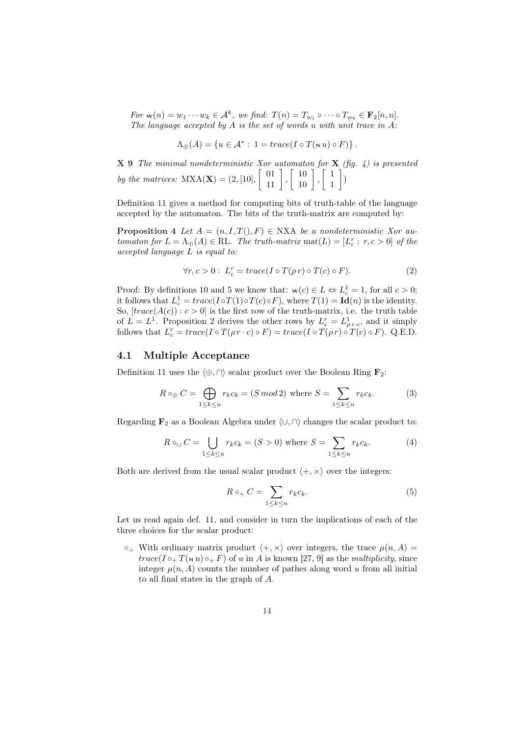*For* $\mathrm{w}(n) = w_1 \cdots w_k \in \mathcal{A}^k$, *we find:* $T(n) = T_{w_1} \circ \cdots \circ T_{w_k} \in \mathbf{F}_2[n,n]$. *The language accepted by* $A$ *is the set of words* $u$ *with unit trace in* $A$*:*

$$\Lambda_\oplus(A) = \{u \in \mathcal{A}^* : \, 1 = trace(I \circ T({}_{\mathrm{N}}\, u) \circ F)\}\,.$$

**X 9** *The minimal nondeterministic Xor automaton for* $\mathbf{X}$ *(fig. 4) is presented by the matrices:* $\mathrm{MXA}(\mathbf{X}) = (2, [10], \left[\begin{array}{c} 01 \\ 11 \end{array}\right], \left[\begin{array}{c} 10 \\ 10 \end{array}\right], \left[\begin{array}{c} 1 \\ 1 \end{array}\right])$

Definition 11 gives a method for computing bits of truth-table of the language accepted by the automaton. The bits of the truth-matrix are computed by:

**Proposition 4** *Let* $A = (n, I, T(), F) \in \mathrm{NXA}$ *be a nondeterministic Xor automaton for* $L = \Lambda_\oplus(A) \in \mathrm{RL}$*. The truth-matrix* $\mathrm{mat}(L) = [L^r_c : \, r, c > 0]$ *of the accepted language* $L$ *is equal to:*

$$\forall r, c > 0 : \; L^r_c = trace(I \circ T(\rho\, r) \circ T(c) \circ F). \tag{2}$$

Proof: By definitions 10 and 5 we know that: $\mathrm{w}(c) \in L \Leftrightarrow L^1_c = 1$, for all $c > 0$; it follows that $L^1_c = trace(I \circ T(1) \circ T(c) \circ F)$, where $T(1) = \mathbf{Id}(n)$ is the identity. So, $[trace(A(c)) : c > 0]$ is the first row of the truth-matrix, i.e. the truth table of $L = L^1$. Proposition 2 derives the other rows by $L^r_c = L^1_{\rho\, r \cdot c}$, and it simply follows that $L^r_c = trace(I \circ T(\rho\, r \cdot c) \circ F) = trace(I \circ T(\rho\, r) \circ T(c) \circ F)$. Q.E.D.

## 4.1 Multiple Acceptance

Definition 11 uses the $\langle \oplus, \cap \rangle$ scalar product over the Boolean Ring $\mathbf{F}_2$:

$$R \circ_\oplus C = \bigoplus_{1 \le k \le n} r_k c_k = (S \, mod \, 2) \text{ where } S = \sum_{1 \le k \le n} r_k c_k. \tag{3}$$

Regarding $\mathbf{F}_2$ as a Boolean Algebra under $\langle \cup, \cap \rangle$ changes the scalar product to:

$$R \circ_\cup C = \bigcup_{1 \le k \le n} r_k c_k = (S > 0) \text{ where } S = \sum_{1 \le k \le n} r_k c_k. \tag{4}$$

Both are derived from the usual scalar product $\langle +, \times \rangle$ over the integers:

$$R \circ_+ C = \sum_{1 \le k \le n} r_k c_k. \tag{5}$$

Let us read again def. 11, and consider in turn the implications of each of the three choices for the scalar product:

- $\circ_+$ With ordinary matrix product $\langle +, \times \rangle$ over integers, the trace $\mu(n, A) = trace(I \circ_+ T({}_{\mathrm{N}}\, u) \circ_+ F)$ of $u$ in $A$ is known [27, 9] as the *multiplicity*, since integer $\mu(n, A)$ counts the number of pathes along word $u$ from all initial to all final states in the graph of $A$.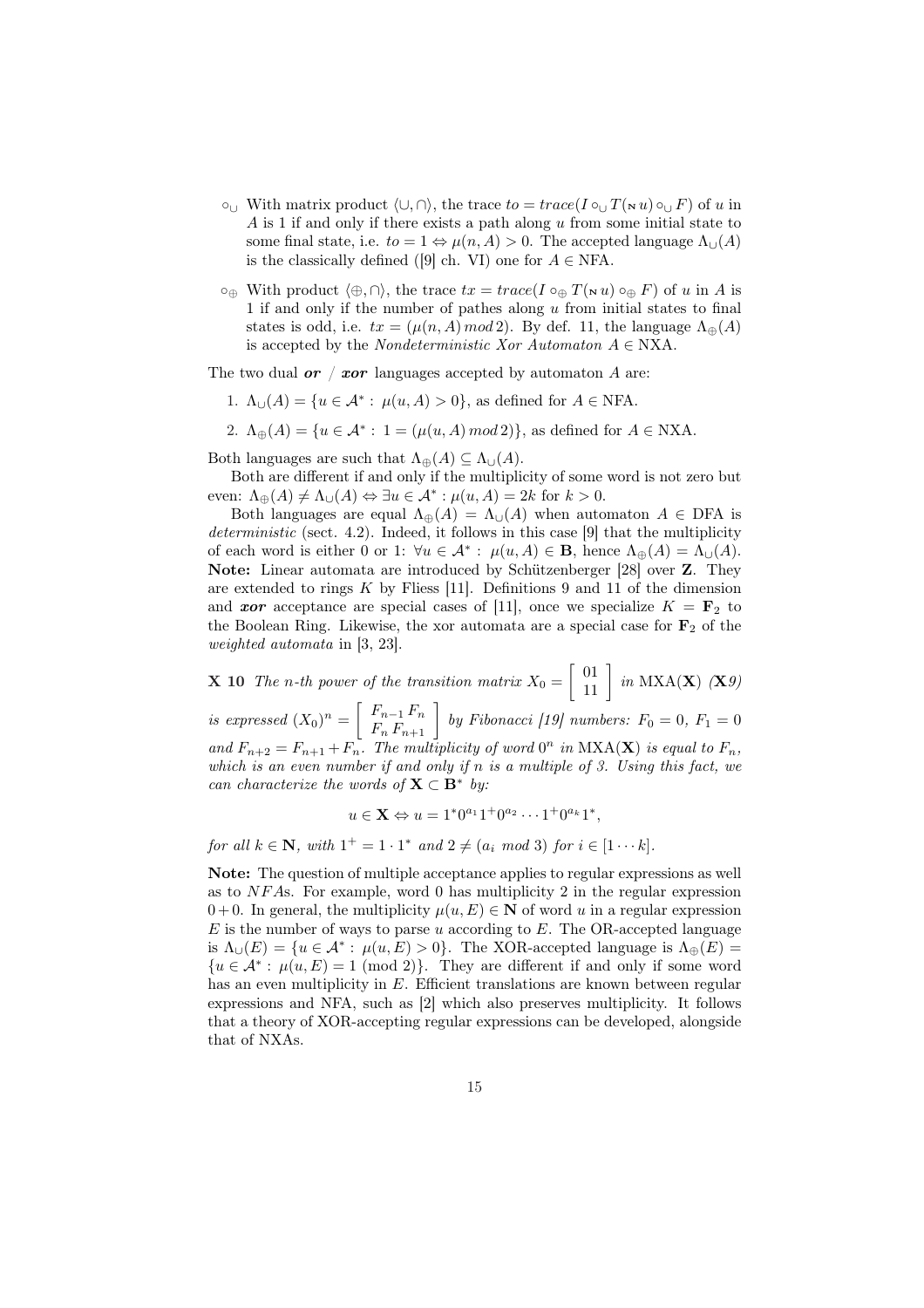- $\circ_\cup$ With matrix product $\langle \cup, \cap \rangle$, the trace $to = trace(I \circ_\cup T(\mathbf{\aleph}\, u) \circ_\cup F)$ of $u$ in $A$ is 1 if and only if there exists a path along $u$ from some initial state to some final state, i.e. $to = 1 \Leftrightarrow \mu(n, A) > 0$. The accepted language $\Lambda_\cup(A)$ is the classically defined ([9] ch. VI) one for $A \in$ NFA.

- $\circ_\oplus$ With product $\langle \oplus, \cap \rangle$, the trace $tx = trace(I \circ_\oplus T(\mathbf{\aleph}\, u) \circ_\oplus F)$ of $u$ in $A$ is 1 if and only if the number of pathes along $u$ from initial states to final states is odd, i.e. $tx = (\mu(n, A)\, mod\, 2)$. By def. 11, the language $\Lambda_\oplus(A)$ is accepted by the *Nondeterministic Xor Automaton* $A \in$ NXA.

The two dual ***or*** / ***xor*** languages accepted by automaton $A$ are:

1. $\Lambda_\cup(A) = \{u \in \mathcal{A}^* : \mu(u, A) > 0\}$, as defined for $A \in$ NFA.
2. $\Lambda_\oplus(A) = \{u \in \mathcal{A}^* : 1 = (\mu(u, A)\, mod\, 2)\}$, as defined for $A \in$ NXA.

Both languages are such that $\Lambda_\oplus(A) \subseteq \Lambda_\cup(A)$.

Both are different if and only if the multiplicity of some word is not zero but even: $\Lambda_\oplus(A) \neq \Lambda_\cup(A) \Leftrightarrow \exists u \in \mathcal{A}^* : \mu(u, A) = 2k$ for $k > 0$.

Both languages are equal $\Lambda_\oplus(A) = \Lambda_\cup(A)$ when automaton $A \in$ DFA is *deterministic* (sect. 4.2). Indeed, it follows in this case [9] that the multiplicity of each word is either 0 or 1: $\forall u \in \mathcal{A}^* : \mu(u, A) \in \mathbf{B}$, hence $\Lambda_\oplus(A) = \Lambda_\cup(A)$.

**Note:** Linear automata are introduced by Schützenberger [28] over $\mathbf{Z}$. They are extended to rings $K$ by Fliess [11]. Definitions 9 and 11 of the dimension and ***xor*** acceptance are special cases of [11], once we specialize $K = \mathbf{F}_2$ to the Boolean Ring. Likewise, the xor automata are a special case for $\mathbf{F}_2$ of the *weighted automata* in [3, 23].

**X 10** *The n-th power of the transition matrix* $X_0 = \left[\begin{array}{c} 01 \\ 11 \end{array}\right]$ *in* MXA($\mathbf{X}$) *(*$\mathbf{X}$*9) is expressed* $(X_0)^n = \left[\begin{array}{cc} F_{n-1} & F_n \\ F_n & F_{n+1} \end{array}\right]$ *by Fibonacci [19] numbers:* $F_0 = 0,\ F_1 = 0$ *and* $F_{n+2} = F_{n+1} + F_n$*. The multiplicity of word* $0^n$ *in* MXA($\mathbf{X}$) *is equal to* $F_n$*, which is an even number if and only if n is a multiple of 3. Using this fact, we can characterize the words of* $\mathbf{X} \subset \mathbf{B}^*$ *by:*

$$u \in \mathbf{X} \Leftrightarrow u = 1^* 0^{a_1} 1^+ 0^{a_2} \cdots 1^+ 0^{a_k} 1^*,$$

*for all* $k \in \mathbf{N}$*, with* $1^+ = 1 \cdot 1^*$ *and* $2 \neq (a_i\ mod\ 3)$ *for* $i \in [1 \cdots k]$.

**Note:** The question of multiple acceptance applies to regular expressions as well as to $NFA$s. For example, word 0 has multiplicity 2 in the regular expression $0 + 0$. In general, the multiplicity $\mu(u, E) \in \mathbf{N}$ of word $u$ in a regular expression $E$ is the number of ways to parse $u$ according to $E$. The OR-accepted language is $\Lambda_\cup(E) = \{u \in \mathcal{A}^* : \mu(u, E) > 0\}$. The XOR-accepted language is $\Lambda_\oplus(E) = \{u \in \mathcal{A}^* : \mu(u, E) = 1 \pmod 2\}$. They are different if and only if some word has an even multiplicity in $E$. Efficient translations are known between regular expressions and NFA, such as [2] which also preserves multiplicity. It follows that a theory of XOR-accepting regular expressions can be developed, alongside that of NXAs.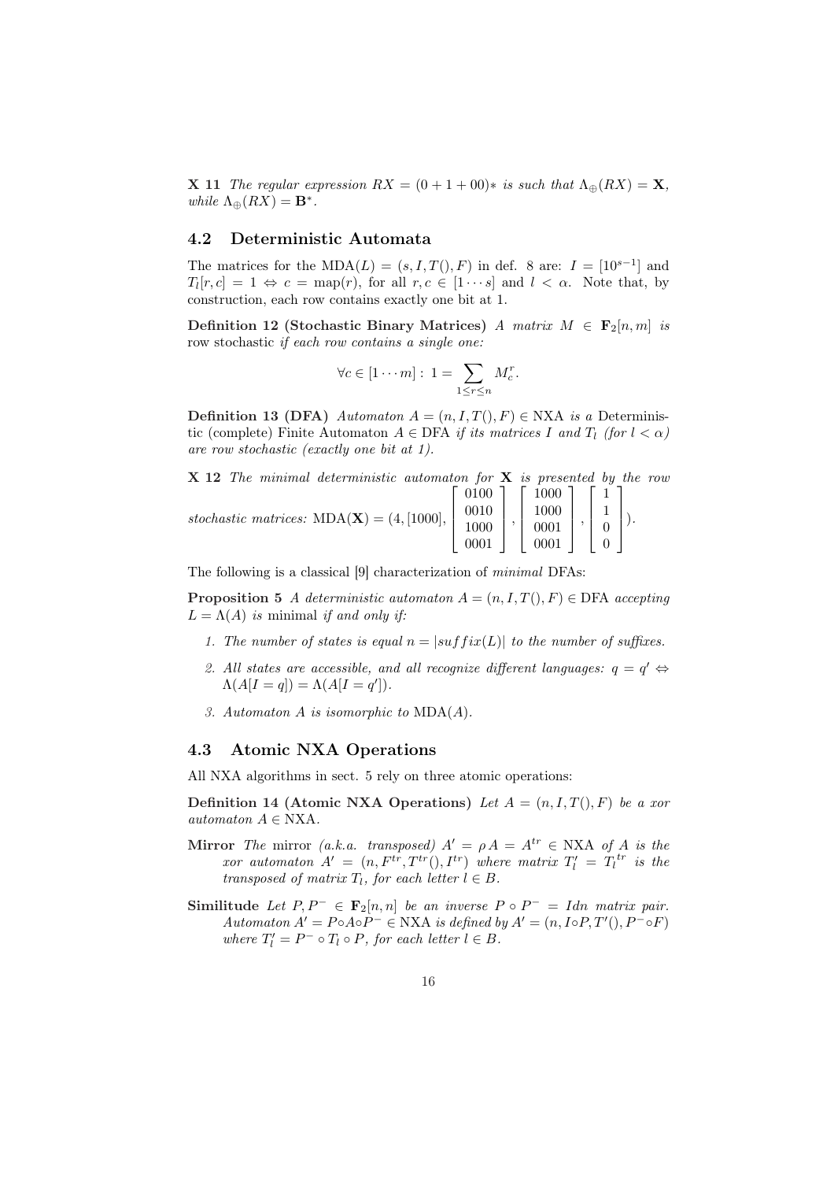**X 11** *The regular expression $RX = (0 + 1 + 00)*$ is such that $\Lambda_{\oplus}(RX) = \mathbf{X}$, while $\Lambda_{\oplus}(RX) = \mathbf{B}^*$.*

## 4.2 Deterministic Automata

The matrices for the $\text{MDA}(L) = (s, I, T(), F)$ in def. 8 are: $I = [10^{s-1}]$ and $T_l[r, c] = 1 \Leftrightarrow c = \text{map}(r)$, for all $r, c \in [1 \cdots s]$ and $l < \alpha$. Note that, by construction, each row contains exactly one bit at 1.

**Definition 12 (Stochastic Binary Matrices)** *A matrix $M \in \mathbf{F}_2[n, m]$ is* row stochastic *if each row contains a single one:*

$$\forall c \in [1 \cdots m] : 1 = \sum_{1 \le r \le n} M_c^r.$$

**Definition 13 (DFA)** *Automaton $A = (n, I, T(), F) \in \text{NXA}$ is a* Deterministic (complete) Finite Automaton *$A \in \text{DFA}$ if its matrices $I$ and $T_l$ (for $l < \alpha$) are row stochastic (exactly one bit at 1).*

**X 12** *The minimal deterministic automaton for $\mathbf{X}$ is presented by the row stochastic matrices:* $\text{MDA}(\mathbf{X}) = (4, [1000], \begin{bmatrix} 0100 \\ 0010 \\ 1000 \\ 0001 \end{bmatrix}, \begin{bmatrix} 1000 \\ 1000 \\ 0001 \\ 0001 \end{bmatrix}, \begin{bmatrix} 1 \\ 1 \\ 0 \\ 0 \end{bmatrix})$.

The following is a classical [9] characterization of *minimal* DFAs:

**Proposition 5** *A deterministic automaton $A = (n, I, T(), F) \in \text{DFA}$ accepting $L = \Lambda(A)$ is* minimal *if and only if:*

1. *The number of states is equal $n = |suffix(L)|$ to the number of suffixes.*
2. *All states are accessible, and all recognize different languages: $q = q' \Leftrightarrow \Lambda(A[I = q]) = \Lambda(A[I = q'])$.*
3. *Automaton $A$ is isomorphic to $\text{MDA}(A)$.*

## 4.3 Atomic NXA Operations

All NXA algorithms in sect. 5 rely on three atomic operations:

**Definition 14 (Atomic NXA Operations)** *Let $A = (n, I, T(), F)$ be a xor automaton $A \in \text{NXA}$.*

**Mirror** *The* mirror *(a.k.a. transposed) $A' = \rho A = A^{tr} \in \text{NXA}$ of $A$ is the xor automaton $A' = (n, F^{tr}, T^{tr}(), I^{tr})$ where matrix $T'_l = {T_l}^{tr}$ is the transposed of matrix $T_l$, for each letter $l \in B$.*

**Similitude** *Let $P, P^- \in \mathbf{F}_2[n, n]$ be an inverse $P \circ P^- = Idn$ matrix pair. Automaton $A' = P \circ A \circ P^- \in \text{NXA}$ is defined by $A' = (n, I \circ P, T'(), P^- \circ F)$ where $T'_l = P^- \circ T_l \circ P$, for each letter $l \in B$.*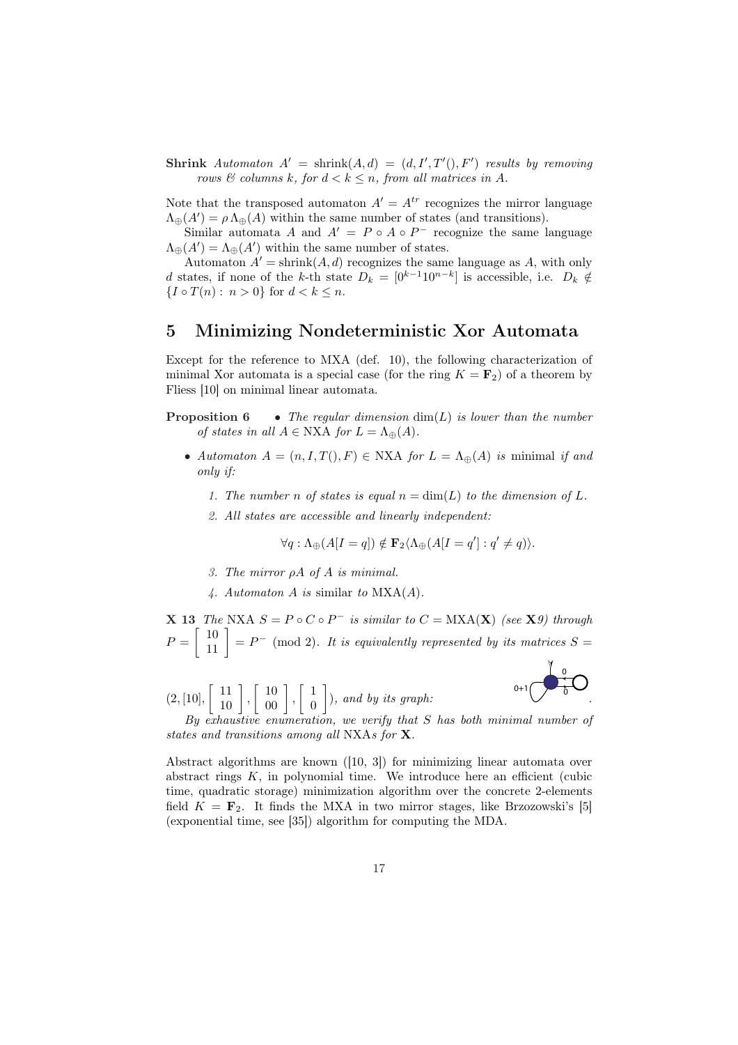**Shrink** *Automaton* $A' = \mathrm{shrink}(A, d) = (d, I', T'(), F')$ *results by removing rows & columns* $k$*, for* $d < k \leq n$*, from all matrices in* $A$*.*

Note that the transposed automaton $A' = A^{tr}$ recognizes the mirror language $\Lambda_\oplus(A') = \rho\,\Lambda_\oplus(A)$ within the same number of states (and transitions).

Similar automata $A$ and $A' = P \circ A \circ P^-$ recognize the same language $\Lambda_\oplus(A') = \Lambda_\oplus(A')$ within the same number of states.

Automaton $A' = \mathrm{shrink}(A, d)$ recognizes the same language as $A$, with only $d$ states, if none of the $k$-th state $D_k = [0^{k-1}10^{n-k}]$ is accessible, i.e. $D_k \notin \{I \circ T(n) : n > 0\}$ for $d < k \leq n$.

# 5 Minimizing Nondeterministic Xor Automata

Except for the reference to MXA (def. 10), the following characterization of minimal Xor automata is a special case (for the ring $K = \mathbf{F}_2$) of a theorem by Fliess [10] on minimal linear automata.

**Proposition 6** 
- *The regular dimension* $\dim(L)$ *is lower than the number of states in all* $A \in \mathrm{NXA}$ *for* $L = \Lambda_\oplus(A)$*.*
- *Automaton* $A = (n, I, T(), F) \in \mathrm{NXA}$ *for* $L = \Lambda_\oplus(A)$ *is* minimal *if and only if:*
  1. *The number* $n$ *of states is equal* $n = \dim(L)$ *to the dimension of* $L$*.*
  2. *All states are accessible and linearly independent:*

$$\forall q : \Lambda_\oplus(A[I = q]) \notin \mathbf{F}_2\langle \Lambda_\oplus(A[I = q']) : q' \neq q \rangle.$$

  3. *The mirror* $\rho A$ *of* $A$ *is minimal.*
  4. *Automaton* $A$ *is* similar *to* $\mathrm{MXA}(A)$*.*

**X 13** *The* NXA $S = P \circ C \circ P^-$ *is similar to* $C = \mathrm{MXA}(\mathbf{X})$ *(see* **X**9*) through* $P = \left[\begin{array}{c} 10 \\ 11 \end{array}\right] = P^-$ (mod 2)*. It is equivalently represented by its matrices* $S = (2, [10], \left[\begin{array}{c} 11 \\ 10 \end{array}\right], \left[\begin{array}{c} 10 \\ 00 \end{array}\right], \left[\begin{array}{c} 1 \\ 0 \end{array}\right])$*, and by its graph:* .

*By exhaustive enumeration, we verify that* $S$ *has both minimal number of states and transitions among all* NXA*s for* $\mathbf{X}$*.*

Abstract algorithms are known ([10, 3]) for minimizing linear automata over abstract rings $K$, in polynomial time. We introduce here an efficient (cubic time, quadratic storage) minimization algorithm over the concrete 2-elements field $K = \mathbf{F}_2$. It finds the MXA in two mirror stages, like Brzozowski's [5] (exponential time, see [35]) algorithm for computing the MDA.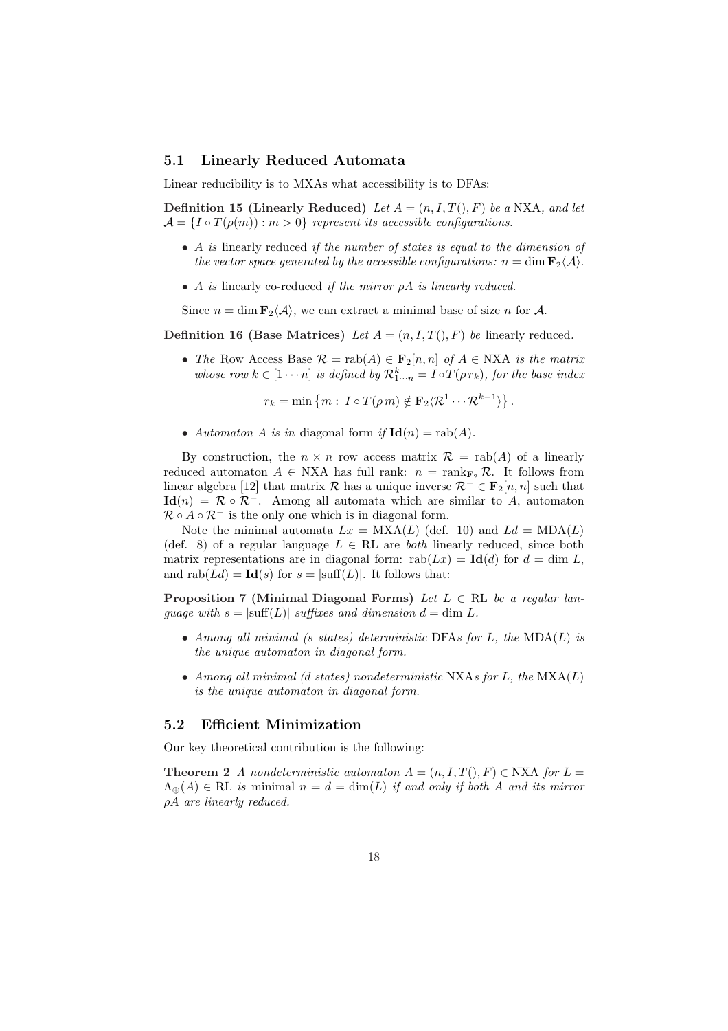### 5.1 Linearly Reduced Automata

Linear reducibility is to MXAs what accessibility is to DFAs:

**Definition 15 (Linearly Reduced)** *Let $A = (n, I, T(), F)$ be a* NXA*, and let $\mathcal{A} = \{I \circ T(\rho(m)) : m > 0\}$ represent its accessible configurations.*

- *$A$ is* linearly reduced *if the number of states is equal to the dimension of the vector space generated by the accessible configurations: $n = \dim \mathbf{F}_2\langle\mathcal{A}\rangle$.*
- *$A$ is* linearly co-reduced *if the mirror $\rho A$ is linearly reduced.*

Since $n = \dim \mathbf{F}_2\langle\mathcal{A}\rangle$, we can extract a minimal base of size $n$ for $\mathcal{A}$.

**Definition 16 (Base Matrices)** *Let $A = (n, I, T(), F)$ be* linearly reduced*.*

- *The* Row Access Base *$\mathcal{R} = \text{rab}(A) \in \mathbf{F}_2[n, n]$ of $A \in$ NXA is the matrix whose row $k \in [1 \cdots n]$ is defined by $\mathcal{R}^k_{1\cdots n} = I \circ T(\rho\, r_k)$, for the base index*

$$r_k = \min\left\{m : \, I \circ T(\rho\, m) \notin \mathbf{F}_2\langle\mathcal{R}^1 \cdots \mathcal{R}^{k-1}\rangle\right\}.$$

- *Automaton $A$ is in* diagonal form *if $\mathbf{Id}(n) = \text{rab}(A)$.*

By construction, the $n \times n$ row access matrix $\mathcal{R} = \text{rab}(A)$ of a linearly reduced automaton $A \in$ NXA has full rank: $n = \text{rank}_{\mathbf{F}_2} \mathcal{R}$. It follows from linear algebra [12] that matrix $\mathcal{R}$ has a unique inverse $\mathcal{R}^- \in \mathbf{F}_2[n, n]$ such that $\mathbf{Id}(n) = \mathcal{R} \circ \mathcal{R}^-$. Among all automata which are similar to $A$, automaton $\mathcal{R} \circ A \circ \mathcal{R}^-$ is the only one which is in diagonal form.

Note the minimal automata $Lx = \text{MXA}(L)$ (def. 10) and $Ld = \text{MDA}(L)$ (def. 8) of a regular language $L \in$ RL are *both* linearly reduced, since both matrix representations are in diagonal form: $\text{rab}(Lx) = \mathbf{Id}(d)$ for $d = \dim L$, and $\text{rab}(Ld) = \mathbf{Id}(s)$ for $s = |\text{suff}(L)|$. It follows that:

**Proposition 7 (Minimal Diagonal Forms)** *Let $L \in$ RL be a regular language with $s = |\text{suff}(L)|$ suffixes and dimension $d = \dim L$.*

- *Among all minimal ($s$ states) deterministic* DFA*s for $L$, the* MDA$(L)$ *is the unique automaton in diagonal form.*
- *Among all minimal ($d$ states) nondeterministic* NXA*s for $L$, the* MXA$(L)$ *is the unique automaton in diagonal form.*

### 5.2 Efficient Minimization

Our key theoretical contribution is the following:

**Theorem 2** *A nondeterministic automaton $A = (n, I, T(), F) \in$ NXA for $L = \Lambda_\oplus(A) \in$ RL is* minimal *$n = d = \dim(L)$ if and only if both $A$ and its mirror $\rho A$ are linearly reduced.*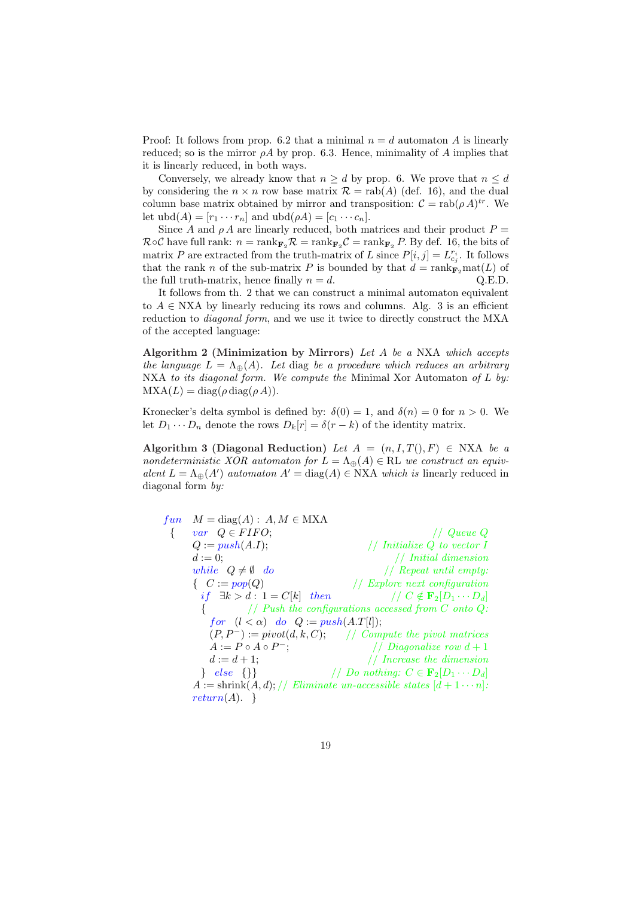Proof: It follows from prop. 6.2 that a minimal $n = d$ automaton $A$ is linearly reduced; so is the mirror $\rho A$ by prop. 6.3. Hence, minimality of $A$ implies that it is linearly reduced, in both ways.

Conversely, we already know that $n \geq d$ by prop. 6. We prove that $n \leq d$ by considering the $n \times n$ row base matrix $\mathcal{R} = \mathrm{rab}(A)$ (def. 16), and the dual column base matrix obtained by mirror and transposition: $\mathcal{C} = \mathrm{rab}(\rho\, A)^{tr}$. We let $\mathrm{ubd}(A) = [r_1 \cdots r_n]$ and $\mathrm{ubd}(\rho A) = [c_1 \cdots c_n]$.

Since $A$ and $\rho\, A$ are linearly reduced, both matrices and their product $P = \mathcal{R} \circ \mathcal{C}$ have full rank: $n = \mathrm{rank}_{\mathbf{F}_2} \mathcal{R} = \mathrm{rank}_{\mathbf{F}_2} \mathcal{C} = \mathrm{rank}_{\mathbf{F}_2} P$. By def. 16, the bits of matrix $P$ are extracted from the truth-matrix of $L$ since $P[i,j] = L^{r_i}_{c_j}$. It follows that the rank $n$ of the sub-matrix $P$ is bounded by that $d = \mathrm{rank}_{\mathbf{F}_2} \mathrm{mat}(L)$ of the full truth-matrix, hence finally $n = d$. Q.E.D.

It follows from th. 2 that we can construct a minimal automaton equivalent to $A \in \mathrm{NXA}$ by linearly reducing its rows and columns. Alg. 3 is an efficient reduction to *diagonal form*, and we use it twice to directly construct the MXA of the accepted language:

**Algorithm 2 (Minimization by Mirrors)** *Let $A$ be a* NXA *which accepts the language $L = \Lambda_\oplus(A)$. Let* diag *be a procedure which reduces an arbitrary* NXA *to its diagonal form. We compute the* Minimal Xor Automaton *of $L$ by:* $\mathrm{MXA}(L) = \mathrm{diag}(\rho\, \mathrm{diag}(\rho\, A))$.

Kronecker's delta symbol is defined by: $\delta(0) = 1$, and $\delta(n) = 0$ for $n > 0$. We let $D_1 \cdots D_n$ denote the rows $D_k[r] = \delta(r - k)$ of the identity matrix.

**Algorithm 3 (Diagonal Reduction)** *Let $A = (n, I, T(), F) \in \mathrm{NXA}$ be a nondeterministic XOR automaton for $L = \Lambda_\oplus(A) \in \mathrm{RL}$ we construct an equivalent $L = \Lambda_\oplus(A')$ automaton $A' = \mathrm{diag}(A) \in \mathrm{NXA}$ which is* linearly reduced in diagonal form *by:*

```
fun  M = diag(A) :  A, M ∈ MXA
 {   var  Q ∈ FIFO;                                   // Queue Q
     Q := push(A.I);                                  // Initialize Q to vector I
     d := 0;                                          // Initial dimension
     while  Q ≠ ∅  do                                 // Repeat until empty:
     {  C := pop(Q)                                   // Explore next configuration
       if  ∃k > d : 1 = C[k]  then                    // C ∉ F2[D1 ··· Dd]
        {        // Push the configurations accessed from C onto Q:
          for  (l < α)  do  Q := push(A.T[l]);
          (P, P⁻) := pivot(d, k, C);                  // Compute the pivot matrices
          A := P ∘ A ∘ P⁻;                            // Diagonalize row d + 1
          d := d + 1;                                 // Increase the dimension
        }  else  {}}                                  // Do nothing: C ∈ F2[D1 ··· Dd]
     A := shrink(A, d); // Eliminate un-accessible states [d + 1 ··· n]:
     return(A).  }
```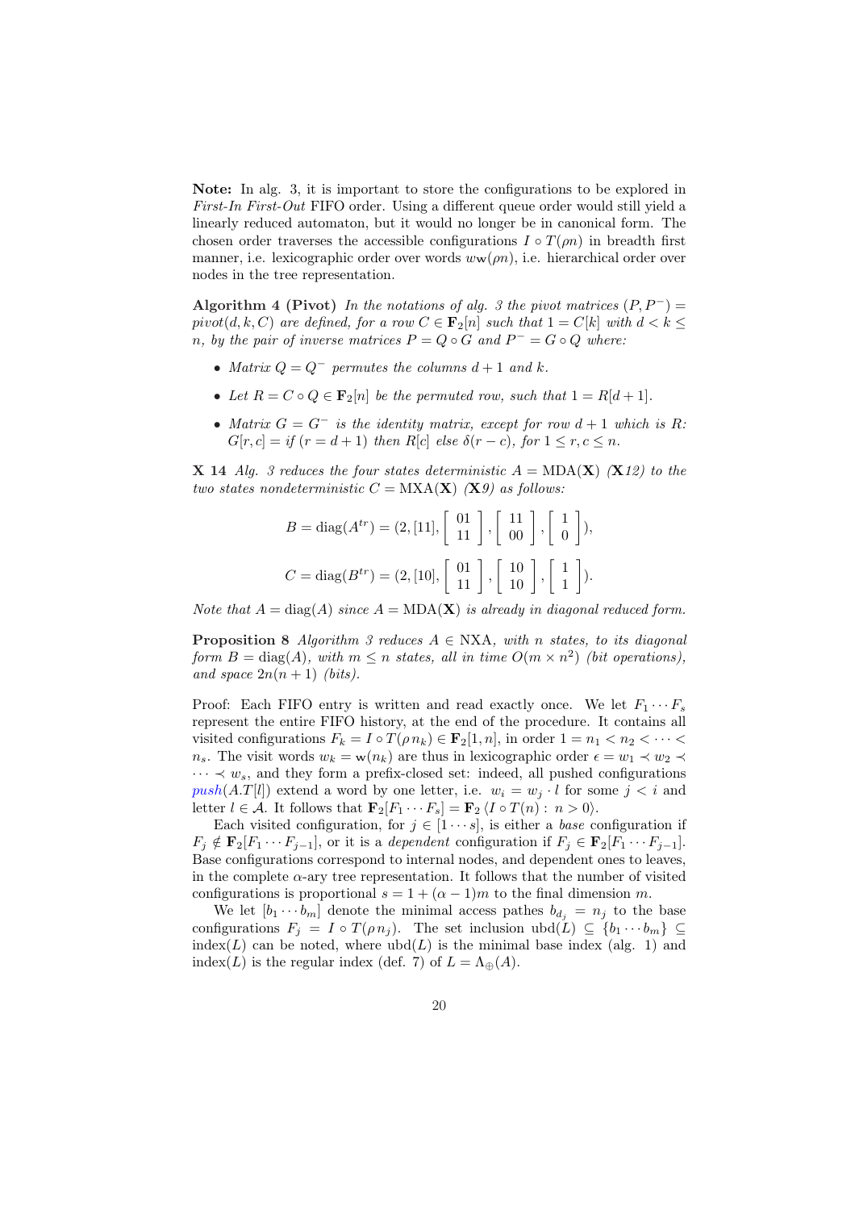**Note:** In alg. 3, it is important to store the configurations to be explored in *First-In First-Out* FIFO order. Using a different queue order would still yield a linearly reduced automaton, but it would no longer be in canonical form. The chosen order traverses the accessible configurations $I \circ T(\rho n)$ in breadth first manner, i.e. lexicographic order over words $w_{\mathbf{W}}(\rho n)$, i.e. hierarchical order over nodes in the tree representation.

**Algorithm 4 (Pivot)** *In the notations of alg. 3 the pivot matrices* $(P, P^-) = pivot(d, k, C)$ *are defined, for a row* $C \in \mathbf{F}_2[n]$ *such that* $1 = C[k]$ *with* $d < k \leq n$*, by the pair of inverse matrices* $P = Q \circ G$ *and* $P^- = G \circ Q$ *where:*

- *Matrix* $Q = Q^-$ *permutes the columns* $d+1$ *and* $k$*.*
- *Let* $R = C \circ Q \in \mathbf{F}_2[n]$ *be the permuted row, such that* $1 = R[d+1]$*.*
- *Matrix* $G = G^-$ *is the identity matrix, except for row* $d+1$ *which is* $R$*:* $G[r, c] = if\ (r = d+1)\ then\ R[c]\ else\ \delta(r - c)$*, for* $1 \leq r, c \leq n$*.*

**X 14** *Alg. 3 reduces the four states deterministic* $A = \mathrm{MDA}(\mathbf{X})$ *(***X***12) to the two states nondeterministic* $C = \mathrm{MXA}(\mathbf{X})$ *(***X***9) as follows:*

$$B = \mathrm{diag}(A^{tr}) = (2, [11], \begin{bmatrix} 01 \\ 11 \end{bmatrix}, \begin{bmatrix} 11 \\ 00 \end{bmatrix}, \begin{bmatrix} 1 \\ 0 \end{bmatrix}),$$

$$C = \mathrm{diag}(B^{tr}) = (2, [10], \begin{bmatrix} 01 \\ 11 \end{bmatrix}, \begin{bmatrix} 10 \\ 10 \end{bmatrix}, \begin{bmatrix} 1 \\ 1 \end{bmatrix}).$$

*Note that* $A = \mathrm{diag}(A)$ *since* $A = \mathrm{MDA}(\mathbf{X})$ *is already in diagonal reduced form.*

**Proposition 8** *Algorithm 3 reduces* $A \in \mathrm{NXA}$*, with* $n$ *states, to its diagonal form* $B = \mathrm{diag}(A)$*, with* $m \leq n$ *states, all in time* $O(m \times n^2)$ *(bit operations), and space* $2n(n+1)$ *(bits).*

Proof: Each FIFO entry is written and read exactly once. We let $F_1 \cdots F_s$ represent the entire FIFO history, at the end of the procedure. It contains all visited configurations $F_k = I \circ T(\rho\, n_k) \in \mathbf{F}_2[1, n]$, in order $1 = n_1 < n_2 < \cdots < n_s$. The visit words $w_k = \mathrm{w}(n_k)$ are thus in lexicographic order $\epsilon = w_1 \prec w_2 \prec \cdots \prec w_s$, and they form a prefix-closed set: indeed, all pushed configurations $push(A.T[l])$ extend a word by one letter, i.e. $w_i = w_j \cdot l$ for some $j < i$ and letter $l \in \mathcal{A}$. It follows that $\mathbf{F}_2[F_1 \cdots F_s] = \mathbf{F}_2 \langle I \circ T(n) : n > 0 \rangle$.

Each visited configuration, for $j \in [1 \cdots s]$, is either a *base* configuration if $F_j \notin \mathbf{F}_2[F_1 \cdots F_{j-1}]$, or it is a *dependent* configuration if $F_j \in \mathbf{F}_2[F_1 \cdots F_{j-1}]$. Base configurations correspond to internal nodes, and dependent ones to leaves, in the complete $\alpha$-ary tree representation. It follows that the number of visited configurations is proportional $s = 1 + (\alpha - 1)m$ to the final dimension $m$.

We let $[b_1 \cdots b_m]$ denote the minimal access pathes $b_{d_j} = n_j$ to the base configurations $F_j = I \circ T(\rho\, n_j)$. The set inclusion $\mathrm{ubd}(L) \subseteq \{b_1 \cdots b_m\} \subseteq \mathrm{index}(L)$ can be noted, where $\mathrm{ubd}(L)$ is the minimal base index (alg. 1) and $\mathrm{index}(L)$ is the regular index (def. 7) of $L = \Lambda_{\oplus}(A)$.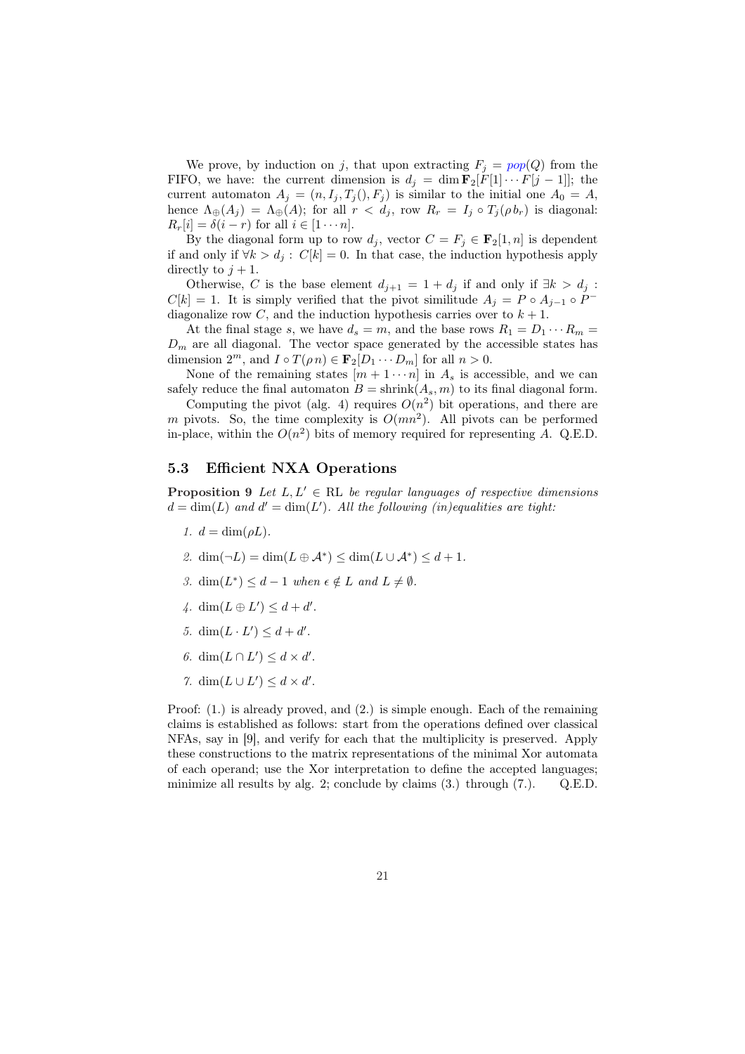We prove, by induction on $j$, that upon extracting $F_j = pop(Q)$ from the FIFO, we have: the current dimension is $d_j = \dim \mathbf{F}_2[F[1] \cdots F[j-1]]$; the current automaton $A_j = (n, I_j, T_j(), F_j)$ is similar to the initial one $A_0 = A$, hence $\Lambda_\oplus(A_j) = \Lambda_\oplus(A)$; for all $r < d_j$, row $R_r = I_j \circ T_j(\rho b_r)$ is diagonal: $R_r[i] = \delta(i - r)$ for all $i \in [1 \cdots n]$.

By the diagonal form up to row $d_j$, vector $C = F_j \in \mathbf{F}_2[1, n]$ is dependent if and only if $\forall k > d_j : C[k] = 0$. In that case, the induction hypothesis apply directly to $j + 1$.

Otherwise, $C$ is the base element $d_{j+1} = 1 + d_j$ if and only if $\exists k > d_j : C[k] = 1$. It is simply verified that the pivot similitude $A_j = P \circ A_{j-1} \circ P^-$ diagonalize row $C$, and the induction hypothesis carries over to $k + 1$.

At the final stage $s$, we have $d_s = m$, and the base rows $R_1 = D_1 \cdots R_m = D_m$ are all diagonal. The vector space generated by the accessible states has dimension $2^m$, and $I \circ T(\rho n) \in \mathbf{F}_2[D_1 \cdots D_m]$ for all $n > 0$.

None of the remaining states $[m + 1 \cdots n]$ in $A_s$ is accessible, and we can safely reduce the final automaton $B = \text{shrink}(A_s, m)$ to its final diagonal form.

Computing the pivot (alg. 4) requires $O(n^2)$ bit operations, and there are $m$ pivots. So, the time complexity is $O(mn^2)$. All pivots can be performed in-place, within the $O(n^2)$ bits of memory required for representing $A$. Q.E.D.

### 5.3 Efficient NXA Operations

**Proposition 9** *Let $L, L' \in \text{RL}$ be regular languages of respective dimensions $d = \dim(L)$ and $d' = \dim(L')$. All the following (in)equalities are tight:*

1. $d = \dim(\rho L)$.
2. $\dim(\neg L) = \dim(L \oplus \mathcal{A}^*) \leq \dim(L \cup \mathcal{A}^*) \leq d + 1$.
3. $\dim(L^*) \leq d - 1$ *when* $\epsilon \notin L$ *and* $L \neq \emptyset$.
4. $\dim(L \oplus L') \leq d + d'$.
5. $\dim(L \cdot L') \leq d + d'$.
6. $\dim(L \cap L') \leq d \times d'$.
7. $\dim(L \cup L') \leq d \times d'$.

Proof: (1.) is already proved, and (2.) is simple enough. Each of the remaining claims is established as follows: start from the operations defined over classical NFAs, say in [9], and verify for each that the multiplicity is preserved. Apply these constructions to the matrix representations of the minimal Xor automata of each operand; use the Xor interpretation to define the accepted languages; minimize all results by alg. 2; conclude by claims (3.) through (7.). Q.E.D.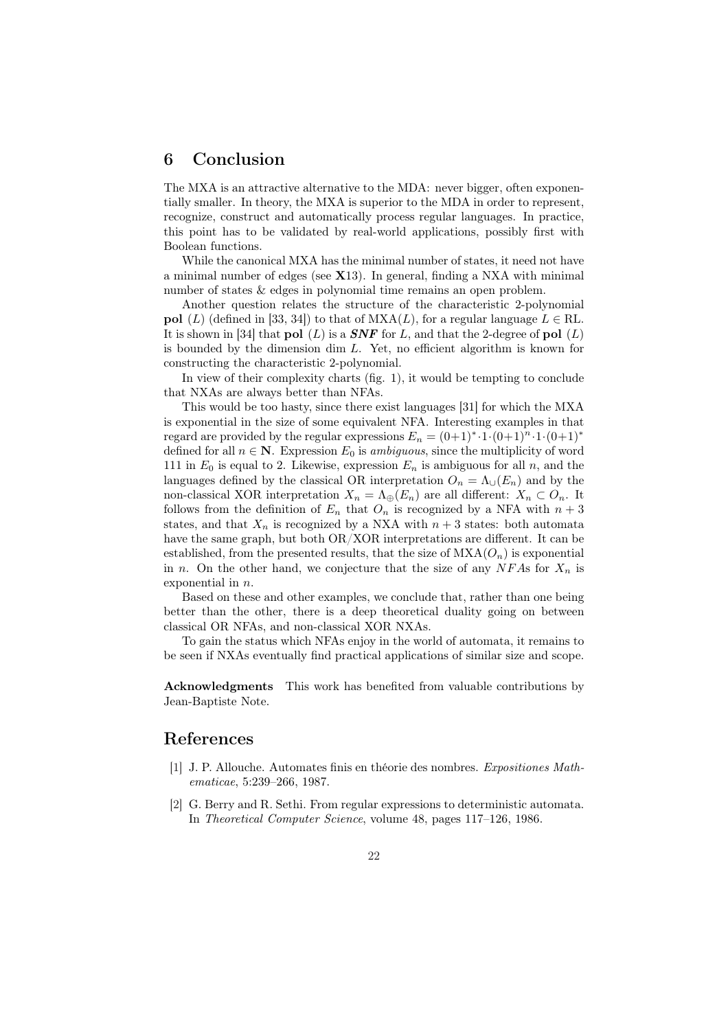## 6 Conclusion

The MXA is an attractive alternative to the MDA: never bigger, often exponentially smaller. In theory, the MXA is superior to the MDA in order to represent, recognize, construct and automatically process regular languages. In practice, this point has to be validated by real-world applications, possibly first with Boolean functions.

While the canonical MXA has the minimal number of states, it need not have a minimal number of edges (see **X**13). In general, finding a NXA with minimal number of states & edges in polynomial time remains an open problem.

Another question relates the structure of the characteristic 2-polynomial **pol** $(L)$ (defined in [33, 34]) to that of $\mathrm{MXA}(L)$, for a regular language $L \in \mathrm{RL}$. It is shown in [34] that **pol** $(L)$ is a ***SNF*** for $L$, and that the 2-degree of **pol** $(L)$ is bounded by the dimension $\dim L$. Yet, no efficient algorithm is known for constructing the characteristic 2-polynomial.

In view of their complexity charts (fig. 1), it would be tempting to conclude that NXAs are always better than NFAs.

This would be too hasty, since there exist languages [31] for which the MXA is exponential in the size of some equivalent NFA. Interesting examples in that regard are provided by the regular expressions $E_n = (0{+}1)^*{\cdot}1{\cdot}(0{+}1)^n{\cdot}1{\cdot}(0{+}1)^*$ defined for all $n \in \mathbf{N}$. Expression $E_0$ is *ambiguous*, since the multiplicity of word 111 in $E_0$ is equal to 2. Likewise, expression $E_n$ is ambiguous for all $n$, and the languages defined by the classical OR interpretation $O_n = \Lambda_\cup(E_n)$ and by the non-classical XOR interpretation $X_n = \Lambda_\oplus(E_n)$ are all different: $X_n \subset O_n$. It follows from the definition of $E_n$ that $O_n$ is recognized by a NFA with $n+3$ states, and that $X_n$ is recognized by a NXA with $n+3$ states: both automata have the same graph, but both OR/XOR interpretations are different. It can be established, from the presented results, that the size of $\mathrm{MXA}(O_n)$ is exponential in $n$. On the other hand, we conjecture that the size of any $NFA$s for $X_n$ is exponential in $n$.

Based on these and other examples, we conclude that, rather than one being better than the other, there is a deep theoretical duality going on between classical OR NFAs, and non-classical XOR NXAs.

To gain the status which NFAs enjoy in the world of automata, it remains to be seen if NXAs eventually find practical applications of similar size and scope.

**Acknowledgments** This work has benefited from valuable contributions by Jean-Baptiste Note.

## References

[1] J. P. Allouche. Automates finis en théorie des nombres. *Expositiones Mathematicae*, 5:239–266, 1987.

[2] G. Berry and R. Sethi. From regular expressions to deterministic automata. In *Theoretical Computer Science*, volume 48, pages 117–126, 1986.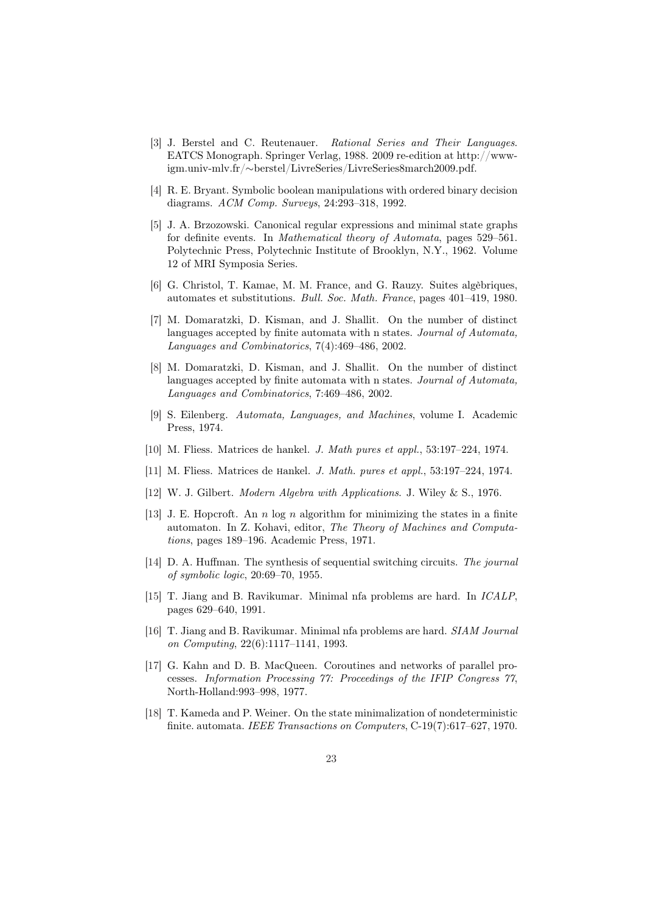- [3] J. Berstel and C. Reutenauer. *Rational Series and Their Languages*. EATCS Monograph. Springer Verlag, 1988. 2009 re-edition at http://www-igm.univ-mlv.fr/∼berstel/LivreSeries/LivreSeries8march2009.pdf.
- [4] R. E. Bryant. Symbolic boolean manipulations with ordered binary decision diagrams. *ACM Comp. Surveys*, 24:293–318, 1992.
- [5] J. A. Brzozowski. Canonical regular expressions and minimal state graphs for definite events. In *Mathematical theory of Automata*, pages 529–561. Polytechnic Press, Polytechnic Institute of Brooklyn, N.Y., 1962. Volume 12 of MRI Symposia Series.
- [6] G. Christol, T. Kamae, M. M. France, and G. Rauzy. Suites algèbriques, automates et substitutions. *Bull. Soc. Math. France*, pages 401–419, 1980.
- [7] M. Domaratzki, D. Kisman, and J. Shallit. On the number of distinct languages accepted by finite automata with n states. *Journal of Automata, Languages and Combinatorics*, 7(4):469–486, 2002.
- [8] M. Domaratzki, D. Kisman, and J. Shallit. On the number of distinct languages accepted by finite automata with n states. *Journal of Automata, Languages and Combinatorics*, 7:469–486, 2002.
- [9] S. Eilenberg. *Automata, Languages, and Machines*, volume I. Academic Press, 1974.
- [10] M. Fliess. Matrices de hankel. *J. Math pures et appl.*, 53:197–224, 1974.
- [11] M. Fliess. Matrices de Hankel. *J. Math. pures et appl.*, 53:197–224, 1974.
- [12] W. J. Gilbert. *Modern Algebra with Applications*. J. Wiley & S., 1976.
- [13] J. E. Hopcroft. An $n \log n$ algorithm for minimizing the states in a finite automaton. In Z. Kohavi, editor, *The Theory of Machines and Computations*, pages 189–196. Academic Press, 1971.
- [14] D. A. Huffman. The synthesis of sequential switching circuits. *The journal of symbolic logic*, 20:69–70, 1955.
- [15] T. Jiang and B. Ravikumar. Minimal nfa problems are hard. In *ICALP*, pages 629–640, 1991.
- [16] T. Jiang and B. Ravikumar. Minimal nfa problems are hard. *SIAM Journal on Computing*, 22(6):1117–1141, 1993.
- [17] G. Kahn and D. B. MacQueen. Coroutines and networks of parallel processes. *Information Processing 77: Proceedings of the IFIP Congress 77*, North-Holland:993–998, 1977.
- [18] T. Kameda and P. Weiner. On the state minimalization of nondeterministic finite. automata. *IEEE Transactions on Computers*, C-19(7):617–627, 1970.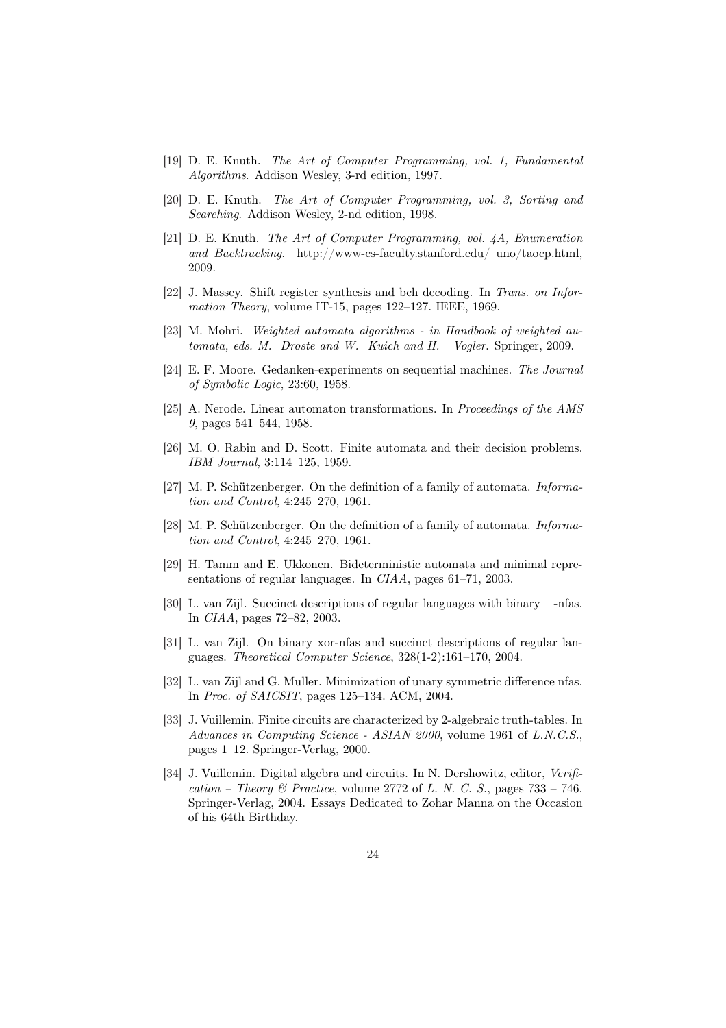[19] D. E. Knuth. *The Art of Computer Programming, vol. 1, Fundamental Algorithms*. Addison Wesley, 3-rd edition, 1997.

[20] D. E. Knuth. *The Art of Computer Programming, vol. 3, Sorting and Searching*. Addison Wesley, 2-nd edition, 1998.

[21] D. E. Knuth. *The Art of Computer Programming, vol. 4A, Enumeration and Backtracking*. http://www-cs-faculty.stanford.edu/ uno/taocp.html, 2009.

[22] J. Massey. Shift register synthesis and bch decoding. In *Trans. on Information Theory*, volume IT-15, pages 122–127. IEEE, 1969.

[23] M. Mohri. *Weighted automata algorithms - in Handbook of weighted automata, eds. M. Droste and W. Kuich and H. Vogler*. Springer, 2009.

[24] E. F. Moore. Gedanken-experiments on sequential machines. *The Journal of Symbolic Logic*, 23:60, 1958.

[25] A. Nerode. Linear automaton transformations. In *Proceedings of the AMS 9*, pages 541–544, 1958.

[26] M. O. Rabin and D. Scott. Finite automata and their decision problems. *IBM Journal*, 3:114–125, 1959.

[27] M. P. Schützenberger. On the definition of a family of automata. *Information and Control*, 4:245–270, 1961.

[28] M. P. Schützenberger. On the definition of a family of automata. *Information and Control*, 4:245–270, 1961.

[29] H. Tamm and E. Ukkonen. Bideterministic automata and minimal representations of regular languages. In *CIAA*, pages 61–71, 2003.

[30] L. van Zijl. Succinct descriptions of regular languages with binary +-nfas. In *CIAA*, pages 72–82, 2003.

[31] L. van Zijl. On binary xor-nfas and succinct descriptions of regular languages. *Theoretical Computer Science*, 328(1-2):161–170, 2004.

[32] L. van Zijl and G. Muller. Minimization of unary symmetric difference nfas. In *Proc. of SAICSIT*, pages 125–134. ACM, 2004.

[33] J. Vuillemin. Finite circuits are characterized by 2-algebraic truth-tables. In *Advances in Computing Science - ASIAN 2000*, volume 1961 of *L.N.C.S.*, pages 1–12. Springer-Verlag, 2000.

[34] J. Vuillemin. Digital algebra and circuits. In N. Dershowitz, editor, *Verification – Theory & Practice*, volume 2772 of *L. N. C. S.*, pages 733 – 746. Springer-Verlag, 2004. Essays Dedicated to Zohar Manna on the Occasion of his 64th Birthday.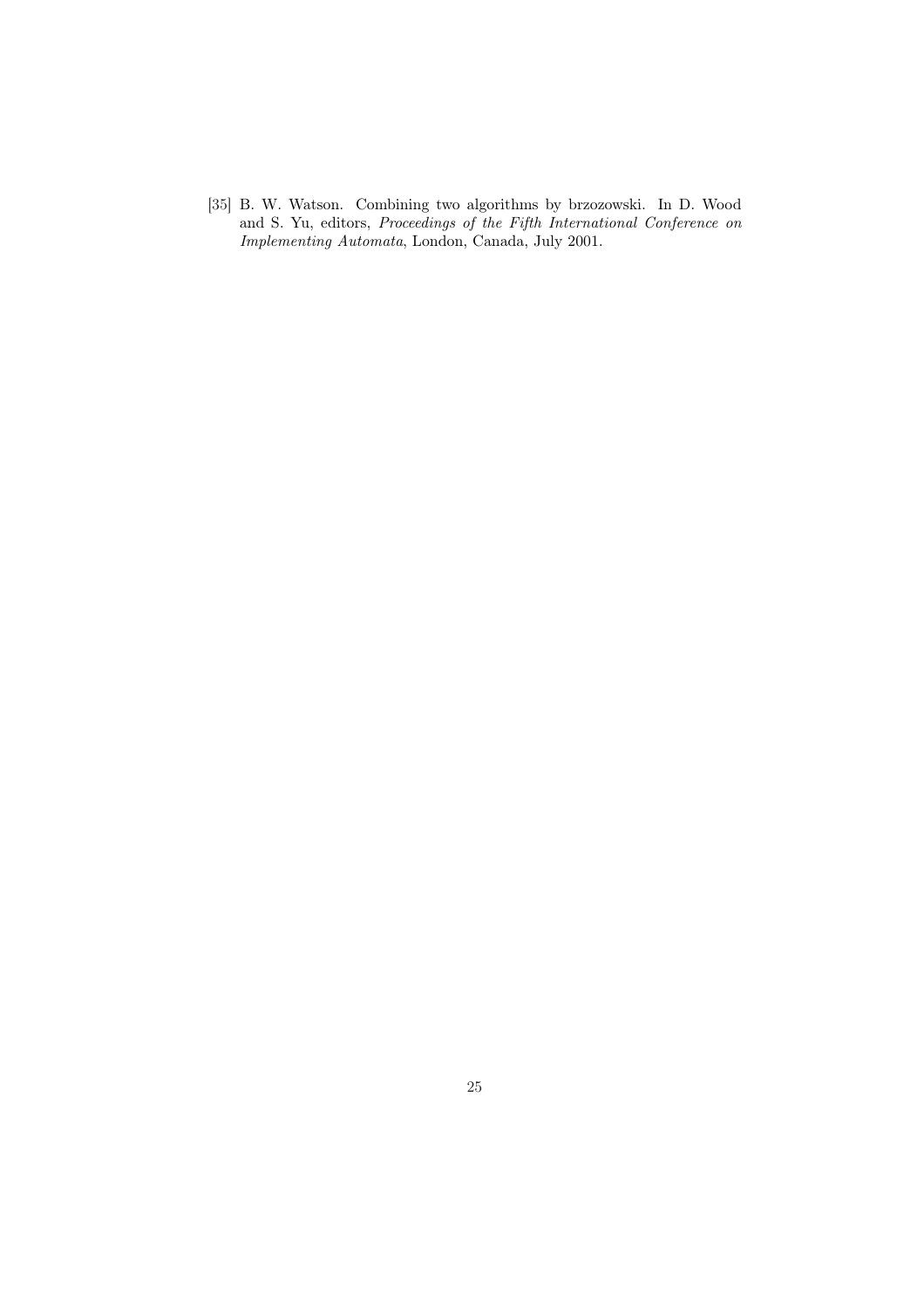[35] B. W. Watson. Combining two algorithms by brzozowski. In D. Wood and S. Yu, editors, *Proceedings of the Fifth International Conference on Implementing Automata*, London, Canada, July 2001.